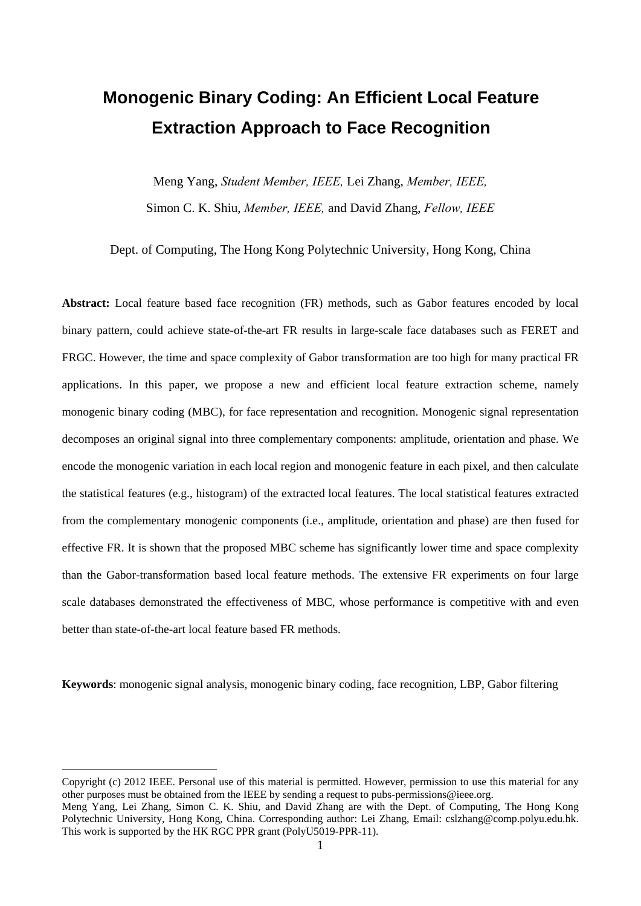# Monogenic Binary Coding: An Efficient Local Feature Extraction Approach to Face Recognition

Meng Yang, *Student Member, IEEE,* Lei Zhang, *Member, IEEE,*
Simon C. K. Shiu, *Member, IEEE,* and David Zhang, *Fellow, IEEE*

Dept. of Computing, The Hong Kong Polytechnic University, Hong Kong, China

**Abstract:** Local feature based face recognition (FR) methods, such as Gabor features encoded by local binary pattern, could achieve state-of-the-art FR results in large-scale face databases such as FERET and FRGC. However, the time and space complexity of Gabor transformation are too high for many practical FR applications. In this paper, we propose a new and efficient local feature extraction scheme, namely monogenic binary coding (MBC), for face representation and recognition. Monogenic signal representation decomposes an original signal into three complementary components: amplitude, orientation and phase. We encode the monogenic variation in each local region and monogenic feature in each pixel, and then calculate the statistical features (e.g., histogram) of the extracted local features. The local statistical features extracted from the complementary monogenic components (i.e., amplitude, orientation and phase) are then fused for effective FR. It is shown that the proposed MBC scheme has significantly lower time and space complexity than the Gabor-transformation based local feature methods. The extensive FR experiments on four large scale databases demonstrated the effectiveness of MBC, whose performance is competitive with and even better than state-of-the-art local feature based FR methods.

**Keywords**: monogenic signal analysis, monogenic binary coding, face recognition, LBP, Gabor filtering

---

Copyright (c) 2012 IEEE. Personal use of this material is permitted. However, permission to use this material for any other purposes must be obtained from the IEEE by sending a request to pubs-permissions@ieee.org.

Meng Yang, Lei Zhang, Simon C. K. Shiu, and David Zhang are with the Dept. of Computing, The Hong Kong Polytechnic University, Hong Kong, China. Corresponding author: Lei Zhang, Email: cslzhang@comp.polyu.edu.hk. This work is supported by the HK RGC PPR grant (PolyU5019-PPR-11).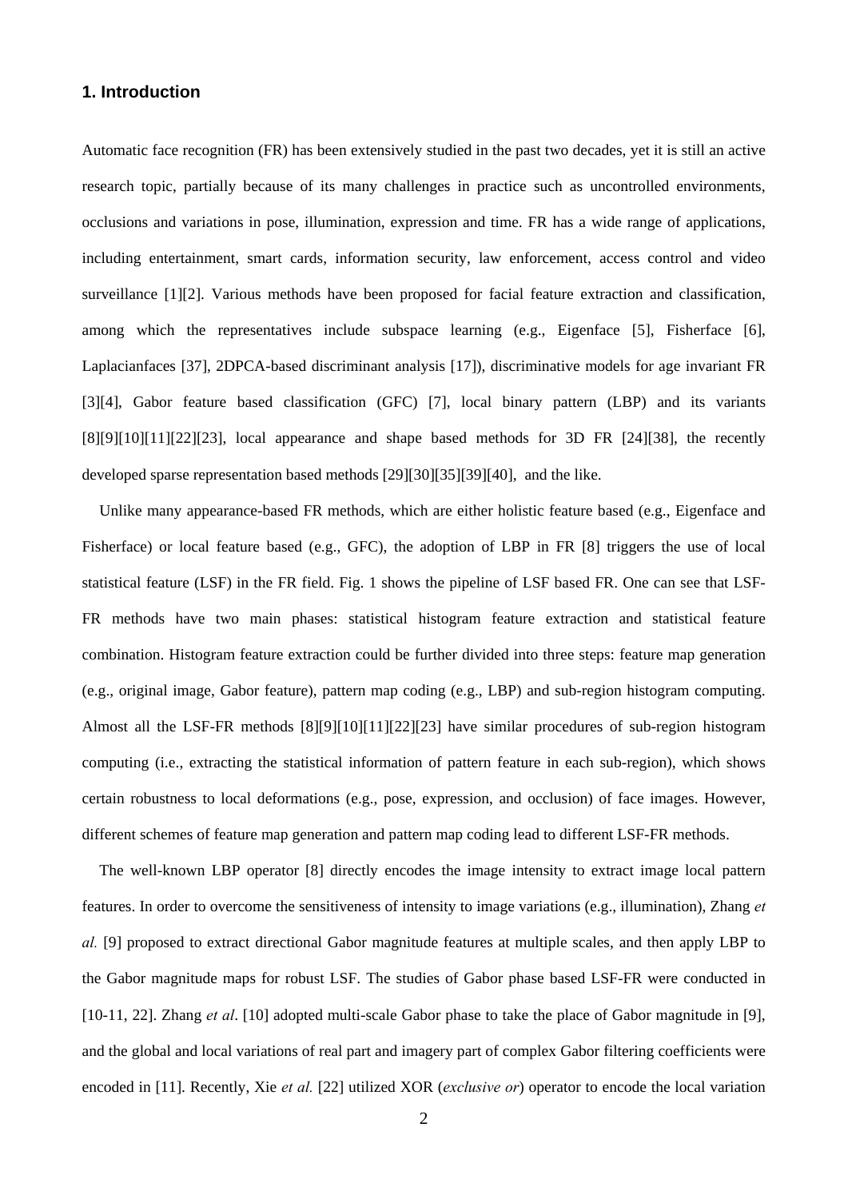## 1. Introduction

Automatic face recognition (FR) has been extensively studied in the past two decades, yet it is still an active research topic, partially because of its many challenges in practice such as uncontrolled environments, occlusions and variations in pose, illumination, expression and time. FR has a wide range of applications, including entertainment, smart cards, information security, law enforcement, access control and video surveillance [1][2]. Various methods have been proposed for facial feature extraction and classification, among which the representatives include subspace learning (e.g., Eigenface [5], Fisherface [6], Laplacianfaces [37], 2DPCA-based discriminant analysis [17]), discriminative models for age invariant FR [3][4], Gabor feature based classification (GFC) [7], local binary pattern (LBP) and its variants [8][9][10][11][22][23], local appearance and shape based methods for 3D FR [24][38], the recently developed sparse representation based methods [29][30][35][39][40], and the like.

Unlike many appearance-based FR methods, which are either holistic feature based (e.g., Eigenface and Fisherface) or local feature based (e.g., GFC), the adoption of LBP in FR [8] triggers the use of local statistical feature (LSF) in the FR field. Fig. 1 shows the pipeline of LSF based FR. One can see that LSF-FR methods have two main phases: statistical histogram feature extraction and statistical feature combination. Histogram feature extraction could be further divided into three steps: feature map generation (e.g., original image, Gabor feature), pattern map coding (e.g., LBP) and sub-region histogram computing. Almost all the LSF-FR methods [8][9][10][11][22][23] have similar procedures of sub-region histogram computing (i.e., extracting the statistical information of pattern feature in each sub-region), which shows certain robustness to local deformations (e.g., pose, expression, and occlusion) of face images. However, different schemes of feature map generation and pattern map coding lead to different LSF-FR methods.

The well-known LBP operator [8] directly encodes the image intensity to extract image local pattern features. In order to overcome the sensitiveness of intensity to image variations (e.g., illumination), Zhang *et al.* [9] proposed to extract directional Gabor magnitude features at multiple scales, and then apply LBP to the Gabor magnitude maps for robust LSF. The studies of Gabor phase based LSF-FR were conducted in [10-11, 22]. Zhang *et al*. [10] adopted multi-scale Gabor phase to take the place of Gabor magnitude in [9], and the global and local variations of real part and imagery part of complex Gabor filtering coefficients were encoded in [11]. Recently, Xie *et al.* [22] utilized XOR (*exclusive or*) operator to encode the local variation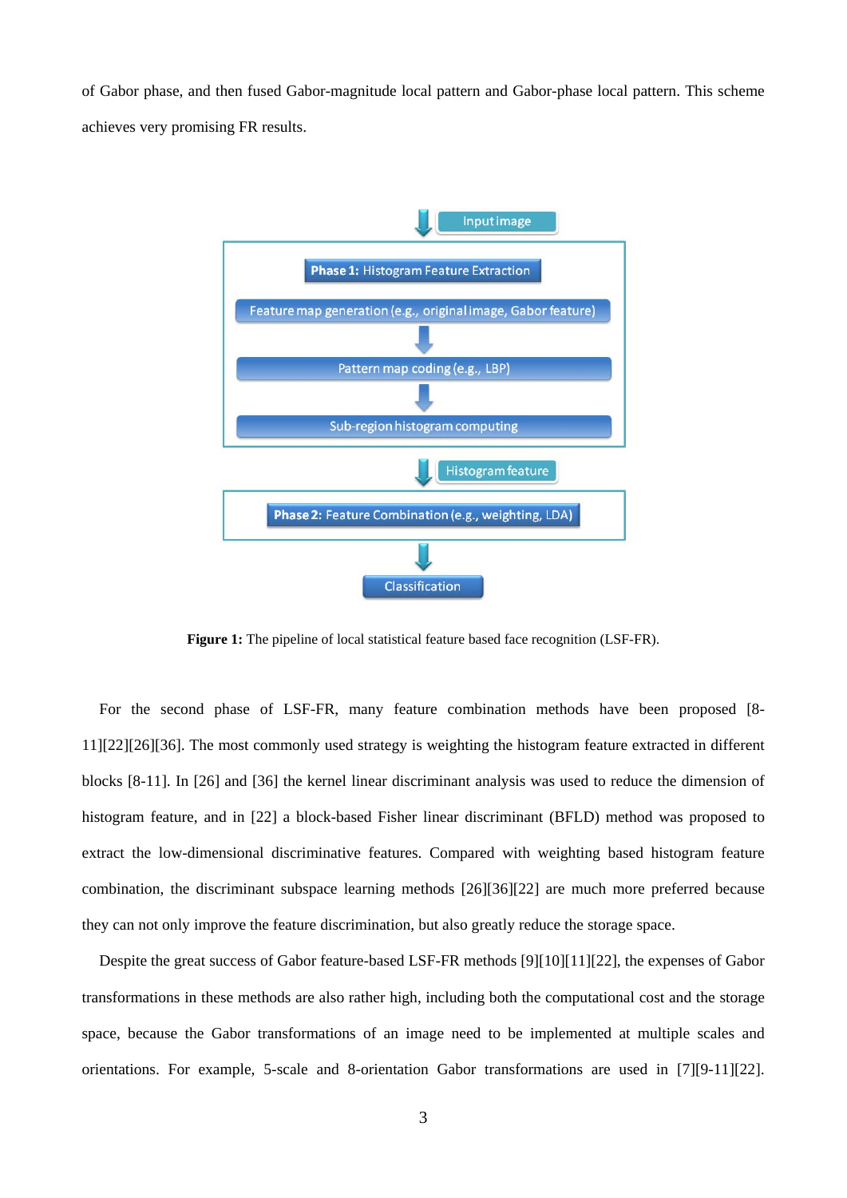of Gabor phase, and then fused Gabor-magnitude local pattern and Gabor-phase local pattern. This scheme achieves very promising FR results.

**Figure 1:** The pipeline of local statistical feature based face recognition (LSF-FR).

For the second phase of LSF-FR, many feature combination methods have been proposed [8-11][22][26][36]. The most commonly used strategy is weighting the histogram feature extracted in different blocks [8-11]. In [26] and [36] the kernel linear discriminant analysis was used to reduce the dimension of histogram feature, and in [22] a block-based Fisher linear discriminant (BFLD) method was proposed to extract the low-dimensional discriminative features. Compared with weighting based histogram feature combination, the discriminant subspace learning methods [26][36][22] are much more preferred because they can not only improve the feature discrimination, but also greatly reduce the storage space.

Despite the great success of Gabor feature-based LSF-FR methods [9][10][11][22], the expenses of Gabor transformations in these methods are also rather high, including both the computational cost and the storage space, because the Gabor transformations of an image need to be implemented at multiple scales and orientations. For example, 5-scale and 8-orientation Gabor transformations are used in [7][9-11][22].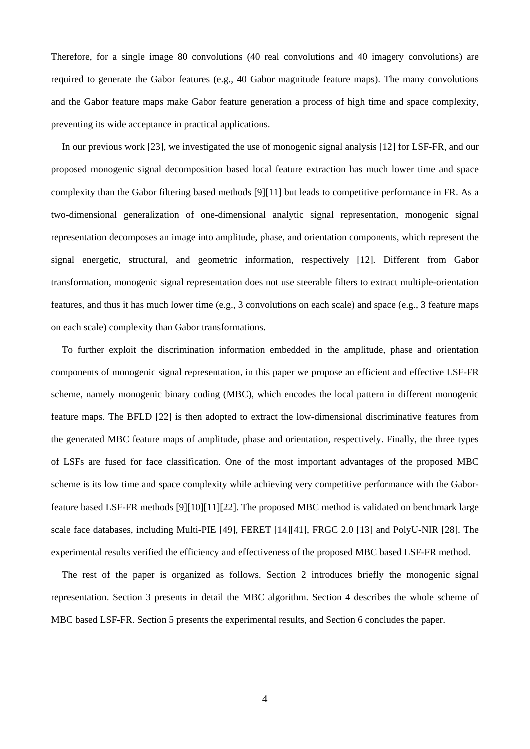Therefore, for a single image 80 convolutions (40 real convolutions and 40 imagery convolutions) are required to generate the Gabor features (e.g., 40 Gabor magnitude feature maps). The many convolutions and the Gabor feature maps make Gabor feature generation a process of high time and space complexity, preventing its wide acceptance in practical applications.

In our previous work [23], we investigated the use of monogenic signal analysis [12] for LSF-FR, and our proposed monogenic signal decomposition based local feature extraction has much lower time and space complexity than the Gabor filtering based methods [9][11] but leads to competitive performance in FR. As a two-dimensional generalization of one-dimensional analytic signal representation, monogenic signal representation decomposes an image into amplitude, phase, and orientation components, which represent the signal energetic, structural, and geometric information, respectively [12]. Different from Gabor transformation, monogenic signal representation does not use steerable filters to extract multiple-orientation features, and thus it has much lower time (e.g., 3 convolutions on each scale) and space (e.g., 3 feature maps on each scale) complexity than Gabor transformations.

To further exploit the discrimination information embedded in the amplitude, phase and orientation components of monogenic signal representation, in this paper we propose an efficient and effective LSF-FR scheme, namely monogenic binary coding (MBC), which encodes the local pattern in different monogenic feature maps. The BFLD [22] is then adopted to extract the low-dimensional discriminative features from the generated MBC feature maps of amplitude, phase and orientation, respectively. Finally, the three types of LSFs are fused for face classification. One of the most important advantages of the proposed MBC scheme is its low time and space complexity while achieving very competitive performance with the Gabor-feature based LSF-FR methods [9][10][11][22]. The proposed MBC method is validated on benchmark large scale face databases, including Multi-PIE [49], FERET [14][41], FRGC 2.0 [13] and PolyU-NIR [28]. The experimental results verified the efficiency and effectiveness of the proposed MBC based LSF-FR method.

The rest of the paper is organized as follows. Section 2 introduces briefly the monogenic signal representation. Section 3 presents in detail the MBC algorithm. Section 4 describes the whole scheme of MBC based LSF-FR. Section 5 presents the experimental results, and Section 6 concludes the paper.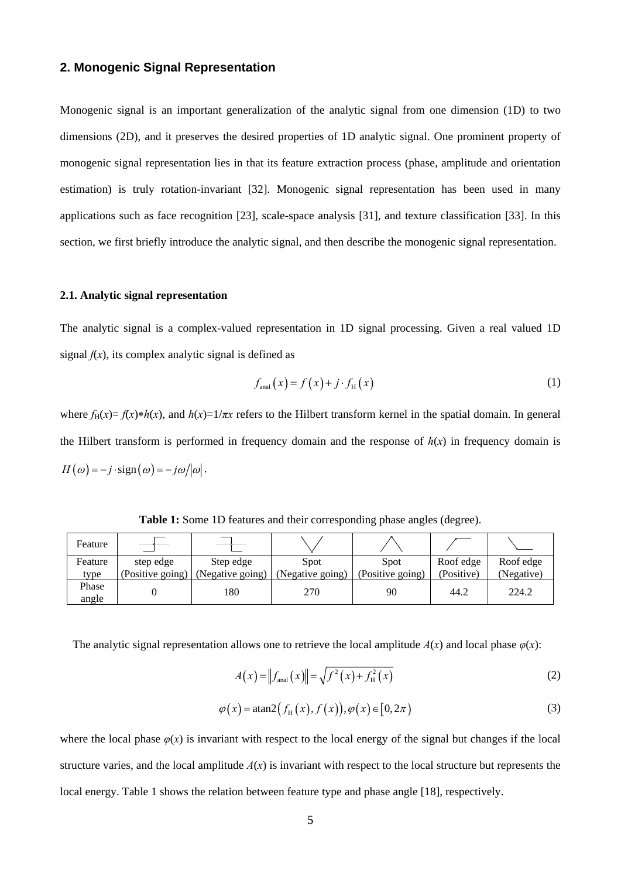## 2. Monogenic Signal Representation

Monogenic signal is an important generalization of the analytic signal from one dimension (1D) to two dimensions (2D), and it preserves the desired properties of 1D analytic signal. One prominent property of monogenic signal representation lies in that its feature extraction process (phase, amplitude and orientation estimation) is truly rotation-invariant [32]. Monogenic signal representation has been used in many applications such as face recognition [23], scale-space analysis [31], and texture classification [33]. In this section, we first briefly introduce the analytic signal, and then describe the monogenic signal representation.

### 2.1. Analytic signal representation

The analytic signal is a complex-valued representation in 1D signal processing. Given a real valued 1D signal $f(x)$, its complex analytic signal is defined as

$$f_{\text{anal}}(x) = f(x) + j \cdot f_{\text{H}}(x) \tag{1}$$

where $f_{\text{H}}(x)= f(x)*h(x)$, and $h(x)=1/\pi x$ refers to the Hilbert transform kernel in the spatial domain. In general the Hilbert transform is performed in frequency domain and the response of $h(x)$ in frequency domain is $H(\omega) = -j \cdot \text{sign}(\omega) = -j\omega/|\omega|$.

**Table 1:** Some 1D features and their corresponding phase angles (degree).

| Feature | | | | | | |
|---|---|---|---|---|---|---|
| Feature type | step edge (Positive going) | Step edge (Negative going) | Spot (Negative going) | Spot (Positive going) | Roof edge (Positive) | Roof edge (Negative) |
| Phase angle | 0 | 180 | 270 | 90 | 44.2 | 224.2 |

The analytic signal representation allows one to retrieve the local amplitude $A(x)$ and local phase $\varphi(x)$:

$$A(x) = \|f_{\text{anal}}(x)\| = \sqrt{f^2(x) + f_{\text{H}}^2(x)} \tag{2}$$

$$\varphi(x) = \text{atan2}\left(f_{\text{H}}(x), f(x)\right), \varphi(x) \in [0, 2\pi) \tag{3}$$

where the local phase $\varphi(x)$ is invariant with respect to the local energy of the signal but changes if the local structure varies, and the local amplitude $A(x)$ is invariant with respect to the local structure but represents the local energy. Table 1 shows the relation between feature type and phase angle [18], respectively.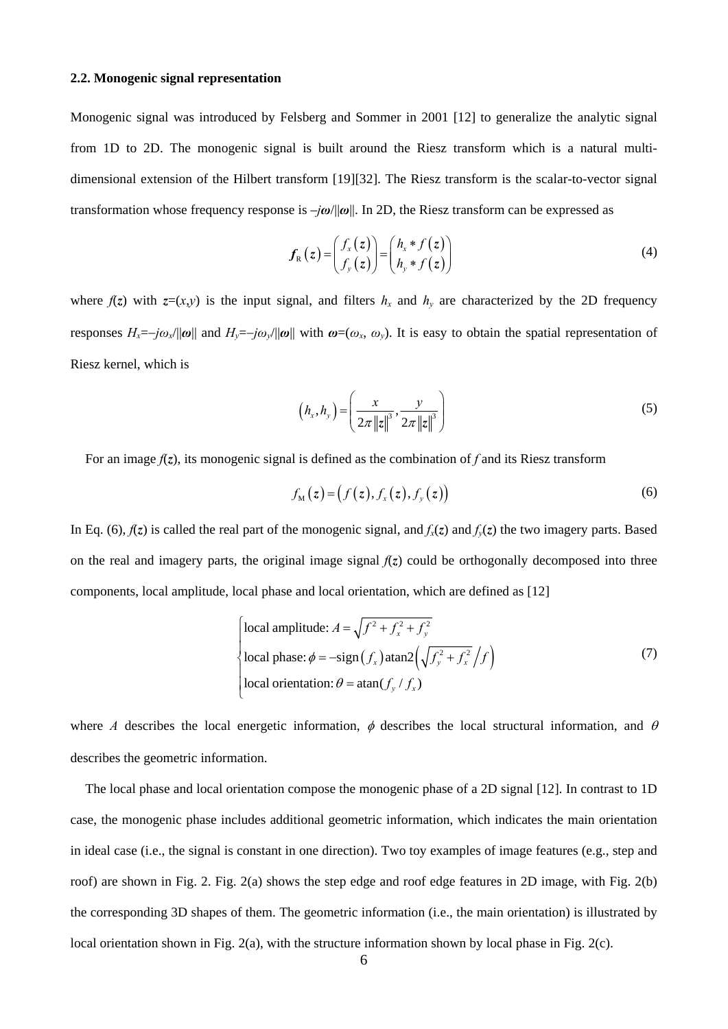### 2.2. Monogenic signal representation

Monogenic signal was introduced by Felsberg and Sommer in 2001 [12] to generalize the analytic signal from 1D to 2D. The monogenic signal is built around the Riesz transform which is a natural multi-dimensional extension of the Hilbert transform [19][32]. The Riesz transform is the scalar-to-vector signal transformation whose frequency response is $-j\boldsymbol{\omega}/\|\boldsymbol{\omega}\|$. In 2D, the Riesz transform can be expressed as

$$\boldsymbol{f}_{\mathrm{R}}\left(\boldsymbol{z}\right)=\begin{pmatrix} f_x\left(\boldsymbol{z}\right) \\ f_y\left(\boldsymbol{z}\right) \end{pmatrix}=\begin{pmatrix} h_x * f\left(\boldsymbol{z}\right) \\ h_y * f\left(\boldsymbol{z}\right) \end{pmatrix} \tag{4}$$

where $f(\boldsymbol{z})$ with $\boldsymbol{z}=(x,y)$ is the input signal, and filters $h_x$ and $h_y$ are characterized by the 2D frequency responses $H_x=-j\omega_x/\|\boldsymbol{\omega}\|$ and $H_y=-j\omega_y/\|\boldsymbol{\omega}\|$ with $\boldsymbol{\omega}=(\omega_x, \omega_y)$. It is easy to obtain the spatial representation of Riesz kernel, which is

$$\left(h_x, h_y\right)=\left(\frac{x}{2\pi\|\boldsymbol{z}\|^3}, \frac{y}{2\pi\|\boldsymbol{z}\|^3}\right) \tag{5}$$

For an image $f(\boldsymbol{z})$, its monogenic signal is defined as the combination of $f$ and its Riesz transform

$$f_{\mathrm{M}}\left(\boldsymbol{z}\right)=\left(f\left(\boldsymbol{z}\right), f_x\left(\boldsymbol{z}\right), f_y\left(\boldsymbol{z}\right)\right) \tag{6}$$

In Eq. (6), $f(\boldsymbol{z})$ is called the real part of the monogenic signal, and $f_x(\boldsymbol{z})$ and $f_y(\boldsymbol{z})$ the two imagery parts. Based on the real and imagery parts, the original image signal $f(\boldsymbol{z})$ could be orthogonally decomposed into three components, local amplitude, local phase and local orientation, which are defined as [12]

$$\begin{cases} \text{local amplitude: } A=\sqrt{f^2+f_x^2+f_y^2} \\ \text{local phase: } \phi=-\operatorname{sign}\left(f_x\right)\operatorname{atan2}\left(\sqrt{f_y^2+f_x^2}\Big/f\right) \\ \text{local orientation: } \theta=\operatorname{atan}(f_y/f_x) \end{cases} \tag{7}$$

where $A$ describes the local energetic information, $\phi$ describes the local structural information, and $\theta$ describes the geometric information.

The local phase and local orientation compose the monogenic phase of a 2D signal [12]. In contrast to 1D case, the monogenic phase includes additional geometric information, which indicates the main orientation in ideal case (i.e., the signal is constant in one direction). Two toy examples of image features (e.g., step and roof) are shown in Fig. 2. Fig. 2(a) shows the step edge and roof edge features in 2D image, with Fig. 2(b) the corresponding 3D shapes of them. The geometric information (i.e., the main orientation) is illustrated by local orientation shown in Fig. 2(a), with the structure information shown by local phase in Fig. 2(c).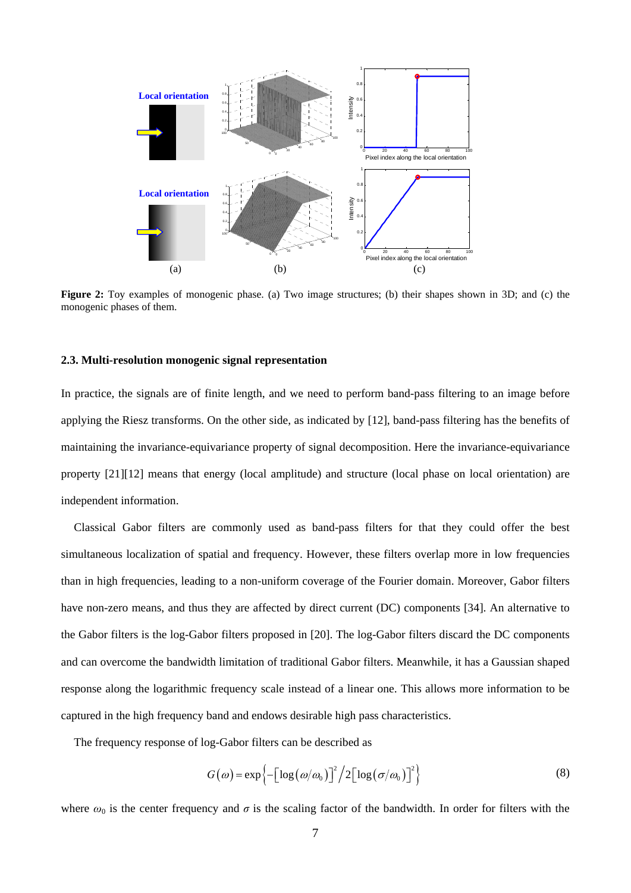**Figure 2:** Toy examples of monogenic phase. (a) Two image structures; (b) their shapes shown in 3D; and (c) the monogenic phases of them.

### 2.3. Multi-resolution monogenic signal representation

In practice, the signals are of finite length, and we need to perform band-pass filtering to an image before applying the Riesz transforms. On the other side, as indicated by [12], band-pass filtering has the benefits of maintaining the invariance-equivariance property of signal decomposition. Here the invariance-equivariance property [21][12] means that energy (local amplitude) and structure (local phase on local orientation) are independent information.

Classical Gabor filters are commonly used as band-pass filters for that they could offer the best simultaneous localization of spatial and frequency. However, these filters overlap more in low frequencies than in high frequencies, leading to a non-uniform coverage of the Fourier domain. Moreover, Gabor filters have non-zero means, and thus they are affected by direct current (DC) components [34]. An alternative to the Gabor filters is the log-Gabor filters proposed in [20]. The log-Gabor filters discard the DC components and can overcome the bandwidth limitation of traditional Gabor filters. Meanwhile, it has a Gaussian shaped response along the logarithmic frequency scale instead of a linear one. This allows more information to be captured in the high frequency band and endows desirable high pass characteristics.

The frequency response of log-Gabor filters can be described as

$$G(\omega) = \exp\left\{-\left[\log\left(\omega/\omega_0\right)\right]^2 \Big/ 2\left[\log\left(\sigma/\omega_0\right)\right]^2\right\} \tag{8}$$

where $\omega_0$ is the center frequency and $\sigma$ is the scaling factor of the bandwidth. In order for filters with the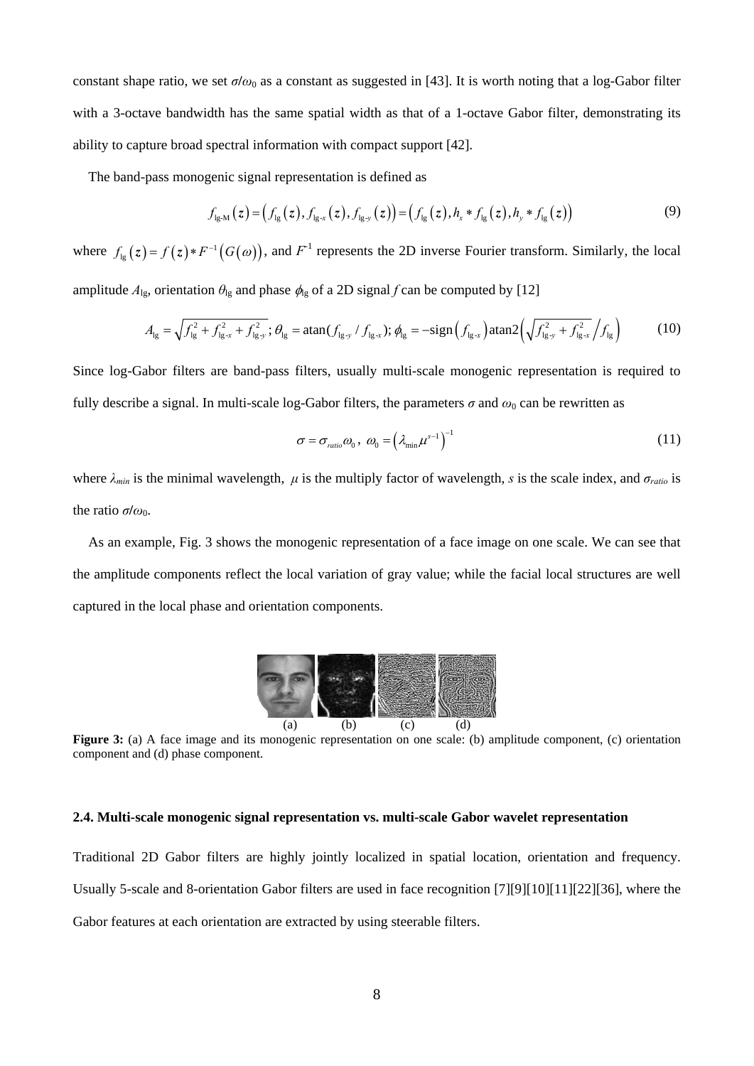constant shape ratio, we set $\sigma/\omega_0$ as a constant as suggested in [43]. It is worth noting that a log-Gabor filter with a 3-octave bandwidth has the same spatial width as that of a 1-octave Gabor filter, demonstrating its ability to capture broad spectral information with compact support [42].

The band-pass monogenic signal representation is defined as

$$f_{\text{lg-M}}(z) = \left(f_{\text{lg}}(z), f_{\text{lg-}x}(z), f_{\text{lg-}y}(z)\right) = \left(f_{\text{lg}}(z), h_x * f_{\text{lg}}(z), h_y * f_{\text{lg}}(z)\right) \tag{9}$$

where $f_{\text{lg}}(z) = f(z) * F^{-1}(G(\omega))$, and $F^{-1}$ represents the 2D inverse Fourier transform. Similarly, the local amplitude $A_{\text{lg}}$, orientation $\theta_{\text{lg}}$ and phase $\phi_{\text{lg}}$ of a 2D signal $f$ can be computed by [12]

$$A_{\text{lg}} = \sqrt{f_{\text{lg}}^2 + f_{\text{lg-}x}^2 + f_{\text{lg-}y}^2};\ \theta_{\text{lg}} = \text{atan}(f_{\text{lg-}y} / f_{\text{lg-}x});\ \phi_{\text{lg}} = -\text{sign}\left(f_{\text{lg-}x}\right)\text{atan2}\left(\sqrt{f_{\text{lg-}y}^2 + f_{\text{lg-}x}^2} \Big/ f_{\text{lg}}\right) \tag{10}$$

Since log-Gabor filters are band-pass filters, usually multi-scale monogenic representation is required to fully describe a signal. In multi-scale log-Gabor filters, the parameters $\sigma$ and $\omega_0$ can be rewritten as

$$\sigma = \sigma_{ratio}\omega_0,\ \omega_0 = \left(\lambda_{\min}\mu^{s-1}\right)^{-1} \tag{11}$$

where $\lambda_{min}$ is the minimal wavelength, $\mu$ is the multiply factor of wavelength, $s$ is the scale index, and $\sigma_{ratio}$ is the ratio $\sigma/\omega_0$.

As an example, Fig. 3 shows the monogenic representation of a face image on one scale. We can see that the amplitude components reflect the local variation of gray value; while the facial local structures are well captured in the local phase and orientation components.

(a) (b) (c) (d)

**Figure 3:** (a) A face image and its monogenic representation on one scale: (b) amplitude component, (c) orientation component and (d) phase component.

### 2.4. Multi-scale monogenic signal representation vs. multi-scale Gabor wavelet representation

Traditional 2D Gabor filters are highly jointly localized in spatial location, orientation and frequency. Usually 5-scale and 8-orientation Gabor filters are used in face recognition [7][9][10][11][22][36], where the Gabor features at each orientation are extracted by using steerable filters.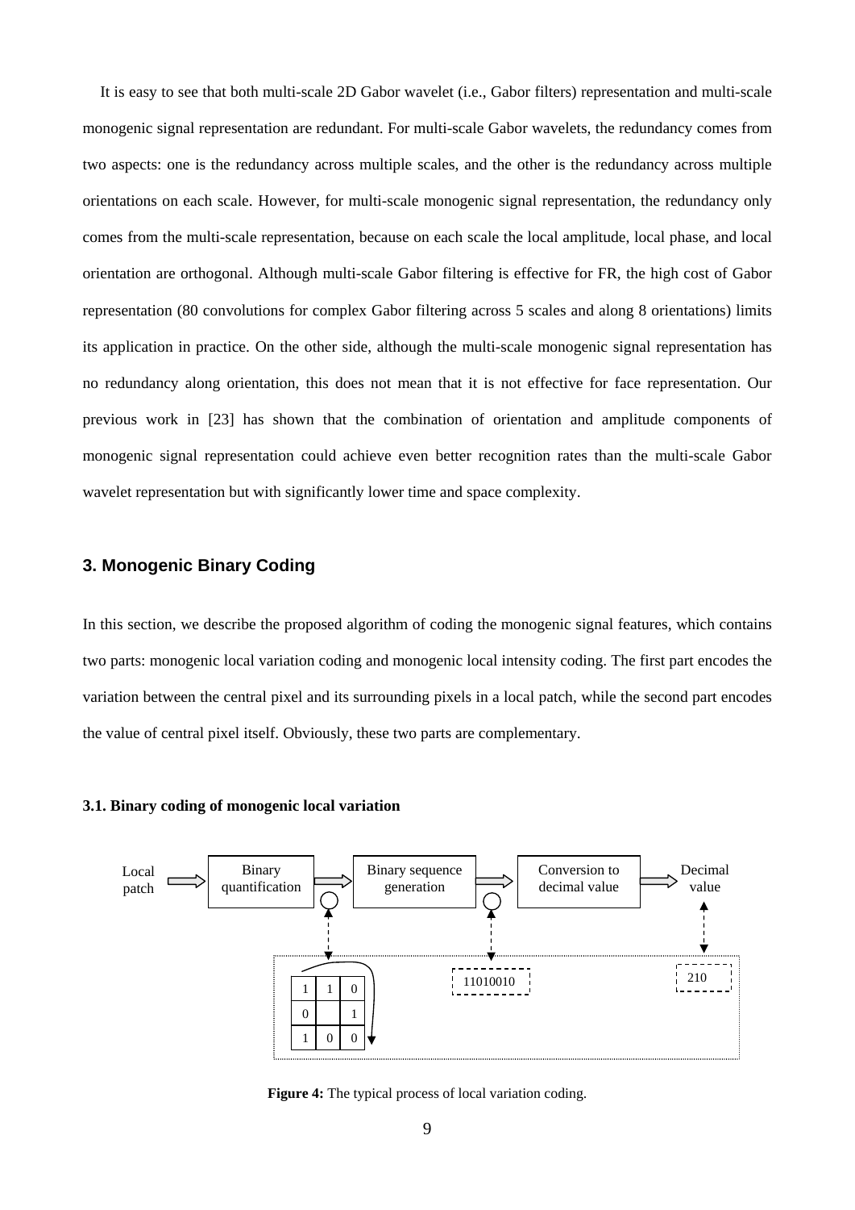It is easy to see that both multi-scale 2D Gabor wavelet (i.e., Gabor filters) representation and multi-scale monogenic signal representation are redundant. For multi-scale Gabor wavelets, the redundancy comes from two aspects: one is the redundancy across multiple scales, and the other is the redundancy across multiple orientations on each scale. However, for multi-scale monogenic signal representation, the redundancy only comes from the multi-scale representation, because on each scale the local amplitude, local phase, and local orientation are orthogonal. Although multi-scale Gabor filtering is effective for FR, the high cost of Gabor representation (80 convolutions for complex Gabor filtering across 5 scales and along 8 orientations) limits its application in practice. On the other side, although the multi-scale monogenic signal representation has no redundancy along orientation, this does not mean that it is not effective for face representation. Our previous work in [23] has shown that the combination of orientation and amplitude components of monogenic signal representation could achieve even better recognition rates than the multi-scale Gabor wavelet representation but with significantly lower time and space complexity.

## 3. Monogenic Binary Coding

In this section, we describe the proposed algorithm of coding the monogenic signal features, which contains two parts: monogenic local variation coding and monogenic local intensity coding. The first part encodes the variation between the central pixel and its surrounding pixels in a local patch, while the second part encodes the value of central pixel itself. Obviously, these two parts are complementary.

### 3.1. Binary coding of monogenic local variation

Local patch → Binary quantification → Binary sequence generation → Conversion to decimal value → Decimal value

| 1 | 1 | 0 |
|---|---|---|
| 0 |   | 1 |
| 1 | 0 | 0 |

11010010

210

**Figure 4:** The typical process of local variation coding.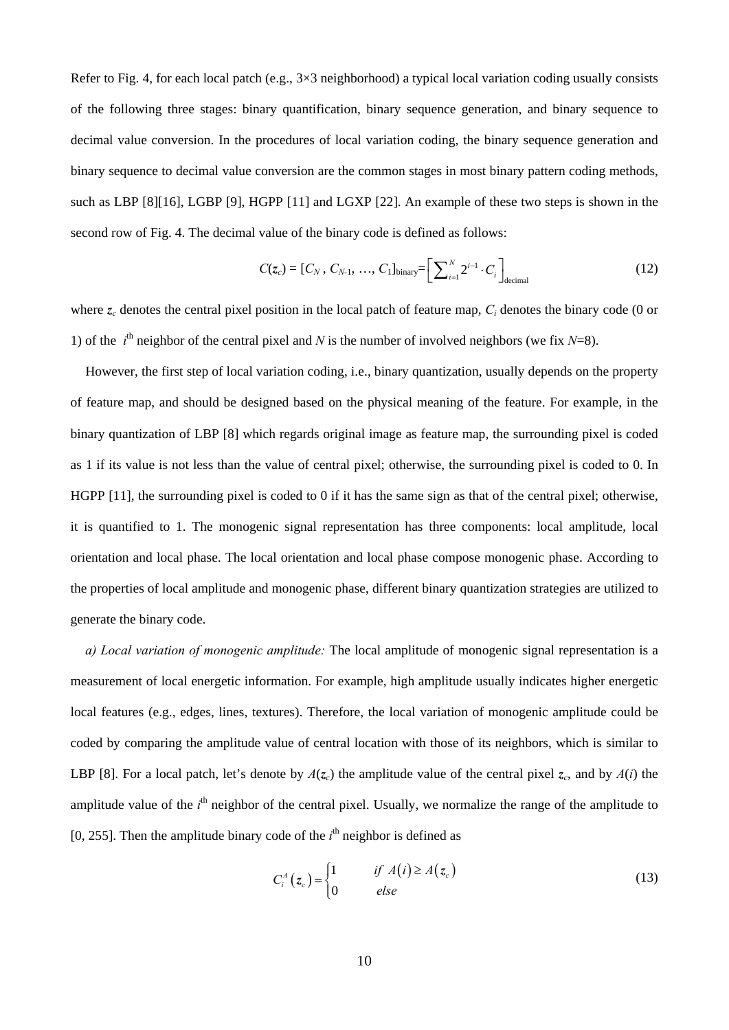Refer to Fig. 4, for each local patch (e.g., 3×3 neighborhood) a typical local variation coding usually consists of the following three stages: binary quantification, binary sequence generation, and binary sequence to decimal value conversion. In the procedures of local variation coding, the binary sequence generation and binary sequence to decimal value conversion are the common stages in most binary pattern coding methods, such as LBP [8][16], LGBP [9], HGPP [11] and LGXP [22]. An example of these two steps is shown in the second row of Fig. 4. The decimal value of the binary code is defined as follows:

$$C(\boldsymbol{z}_c) = [C_N\,,\, C_{N\text{-}1},\, \ldots,\, C_1]_{\text{binary}} = \left[\sum\nolimits_{i=1}^{N} 2^{i-1} \cdot C_i\right]_{\text{decimal}} \tag{12}$$

where $\boldsymbol{z}_c$ denotes the central pixel position in the local patch of feature map, $C_i$ denotes the binary code (0 or 1) of the $i^{\text{th}}$ neighbor of the central pixel and $N$ is the number of involved neighbors (we fix $N$=8).

However, the first step of local variation coding, i.e., binary quantization, usually depends on the property of feature map, and should be designed based on the physical meaning of the feature. For example, in the binary quantization of LBP [8] which regards original image as feature map, the surrounding pixel is coded as 1 if its value is not less than the value of central pixel; otherwise, the surrounding pixel is coded to 0. In HGPP [11], the surrounding pixel is coded to 0 if it has the same sign as that of the central pixel; otherwise, it is quantified to 1. The monogenic signal representation has three components: local amplitude, local orientation and local phase. The local orientation and local phase compose monogenic phase. According to the properties of local amplitude and monogenic phase, different binary quantization strategies are utilized to generate the binary code.

*a) Local variation of monogenic amplitude:* The local amplitude of monogenic signal representation is a measurement of local energetic information. For example, high amplitude usually indicates higher energetic local features (e.g., edges, lines, textures). Therefore, the local variation of monogenic amplitude could be coded by comparing the amplitude value of central location with those of its neighbors, which is similar to LBP [8]. For a local patch, let's denote by $A(\boldsymbol{z}_c)$ the amplitude value of the central pixel $\boldsymbol{z}_c$, and by $A(i)$ the amplitude value of the $i^{\text{th}}$ neighbor of the central pixel. Usually, we normalize the range of the amplitude to [0, 255]. Then the amplitude binary code of the $i^{\text{th}}$ neighbor is defined as

$$C_i^A\left(\boldsymbol{z}_c\right) = \begin{cases} 1 & \quad if\;\; A\left(i\right) \geq A\left(\boldsymbol{z}_c\right) \\ 0 & \quad else \end{cases} \tag{13}$$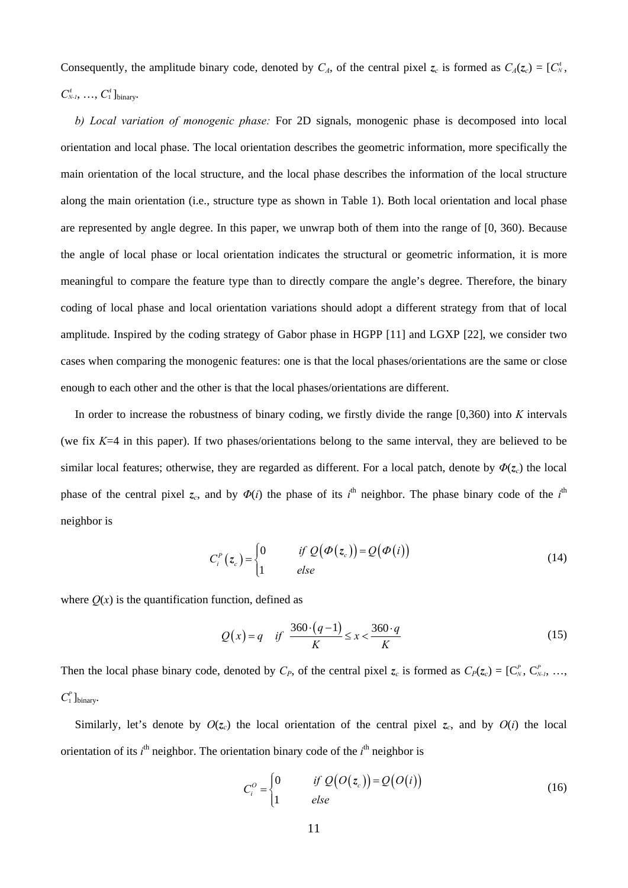Consequently, the amplitude binary code, denoted by $C_A$, of the central pixel $\boldsymbol{z}_c$ is formed as $C_A(\boldsymbol{z}_c) = [C^A_N, C^A_{N-1}, \ldots, C^A_1]_{\text{binary}}$.

*b) Local variation of monogenic phase:* For 2D signals, monogenic phase is decomposed into local orientation and local phase. The local orientation describes the geometric information, more specifically the main orientation of the local structure, and the local phase describes the information of the local structure along the main orientation (i.e., structure type as shown in Table 1). Both local orientation and local phase are represented by angle degree. In this paper, we unwrap both of them into the range of [0, 360). Because the angle of local phase or local orientation indicates the structural or geometric information, it is more meaningful to compare the feature type than to directly compare the angle's degree. Therefore, the binary coding of local phase and local orientation variations should adopt a different strategy from that of local amplitude. Inspired by the coding strategy of Gabor phase in HGPP [11] and LGXP [22], we consider two cases when comparing the monogenic features: one is that the local phases/orientations are the same or close enough to each other and the other is that the local phases/orientations are different.

In order to increase the robustness of binary coding, we firstly divide the range [0,360) into $K$ intervals (we fix $K$=4 in this paper). If two phases/orientations belong to the same interval, they are believed to be similar local features; otherwise, they are regarded as different. For a local patch, denote by $\Phi(\boldsymbol{z}_c)$ the local phase of the central pixel $\boldsymbol{z}_c$, and by $\Phi(i)$ the phase of its $i^{\text{th}}$ neighbor. The phase binary code of the $i^{\text{th}}$ neighbor is

$$C_i^P(\boldsymbol{z}_c) = \begin{cases} 0 & \text{if } Q(\Phi(\boldsymbol{z}_c)) = Q(\Phi(i)) \\ 1 & \text{else} \end{cases} \tag{14}$$

where $Q(x)$ is the quantification function, defined as

$$Q(x) = q \quad \text{if } \frac{360 \cdot (q-1)}{K} \le x < \frac{360 \cdot q}{K} \tag{15}$$

Then the local phase binary code, denoted by $C_P$, of the central pixel $\boldsymbol{z}_c$ is formed as $C_P(\boldsymbol{z}_c) = [C^P_N, C^P_{N-1}, \ldots, C^P_1]_{\text{binary}}$.

Similarly, let's denote by $O(\boldsymbol{z}_c)$ the local orientation of the central pixel $\boldsymbol{z}_c$, and by $O(i)$ the local orientation of its $i^{\text{th}}$ neighbor. The orientation binary code of the $i^{\text{th}}$ neighbor is

$$C_i^O = \begin{cases} 0 & \text{if } Q(O(\boldsymbol{z}_c)) = Q(O(i)) \\ 1 & \text{else} \end{cases} \tag{16}$$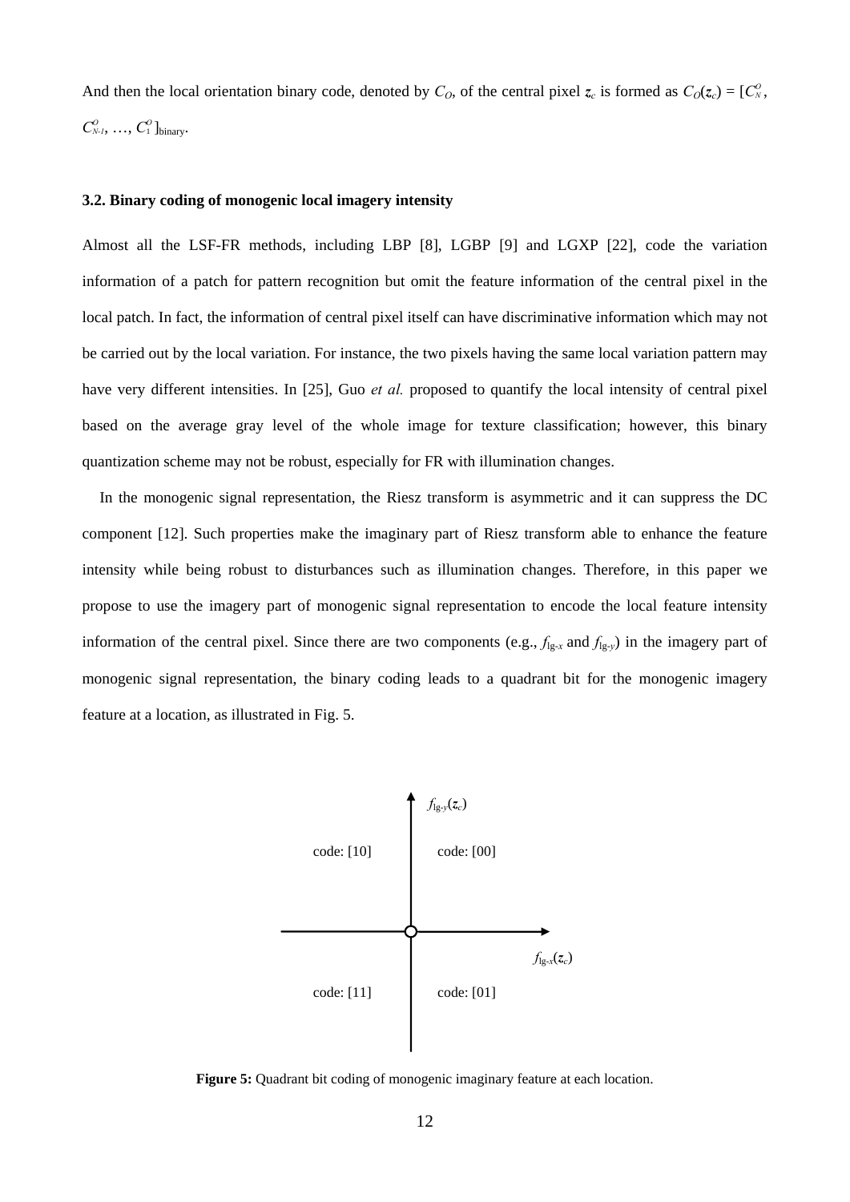And then the local orientation binary code, denoted by $C_O$, of the central pixel $\boldsymbol{z}_c$ is formed as $C_O(\boldsymbol{z}_c) = [C^O_N, C^O_{N-1}, \ldots, C^O_1]_{\text{binary}}$.

### 3.2. Binary coding of monogenic local imagery intensity

Almost all the LSF-FR methods, including LBP [8], LGBP [9] and LGXP [22], code the variation information of a patch for pattern recognition but omit the feature information of the central pixel in the local patch. In fact, the information of central pixel itself can have discriminative information which may not be carried out by the local variation. For instance, the two pixels having the same local variation pattern may have very different intensities. In [25], Guo *et al.* proposed to quantify the local intensity of central pixel based on the average gray level of the whole image for texture classification; however, this binary quantization scheme may not be robust, especially for FR with illumination changes.

In the monogenic signal representation, the Riesz transform is asymmetric and it can suppress the DC component [12]. Such properties make the imaginary part of Riesz transform able to enhance the feature intensity while being robust to disturbances such as illumination changes. Therefore, in this paper we propose to use the imagery part of monogenic signal representation to encode the local feature intensity information of the central pixel. Since there are two components (e.g., $f_{\text{lg-}x}$ and $f_{\text{lg-}y}$) in the imagery part of monogenic signal representation, the binary coding leads to a quadrant bit for the monogenic imagery feature at a location, as illustrated in Fig. 5.

$f_{\text{lg-}y}(\boldsymbol{z}_c)$

code: [10] code: [00]

$f_{\text{lg-}x}(\boldsymbol{z}_c)$

code: [11] code: [01]

**Figure 5:** Quadrant bit coding of monogenic imaginary feature at each location.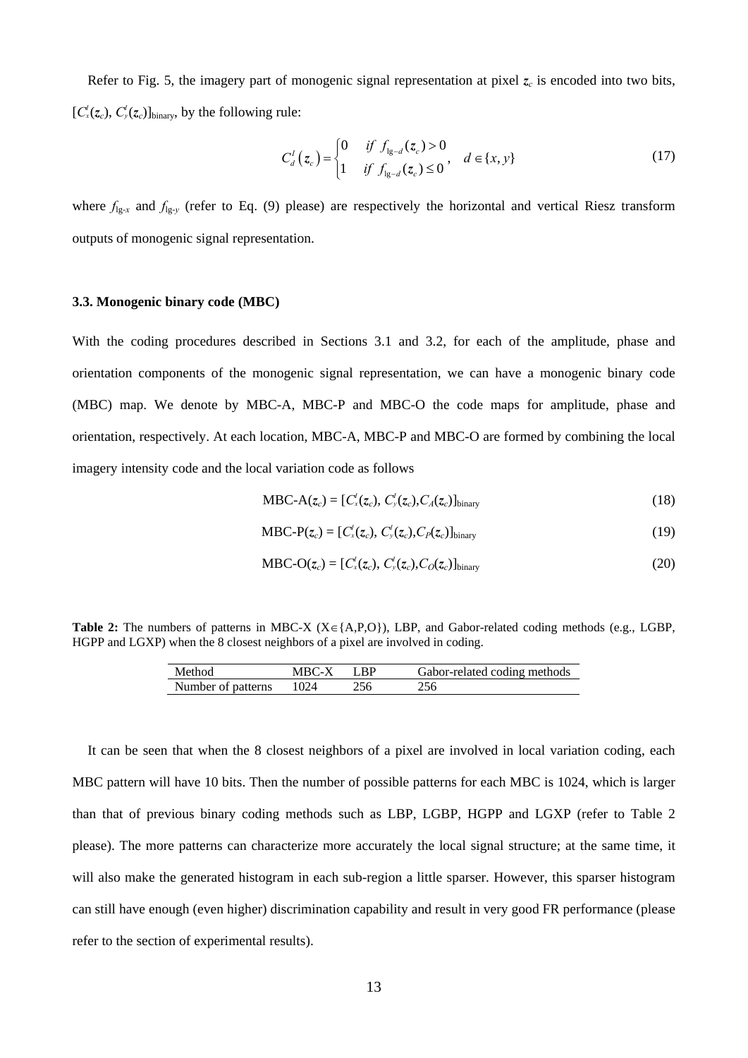Refer to Fig. 5, the imagery part of monogenic signal representation at pixel $\boldsymbol{z}_c$ is encoded into two bits, $[C_x^I(\boldsymbol{z}_c),\ C_y^I(\boldsymbol{z}_c)]_{\text{binary}}$, by the following rule:

$$C_d^I\left(\boldsymbol{z}_c\right)=\begin{cases}0 & if\ f_{\text{lg}-d}(\boldsymbol{z}_c)>0\\ 1 & if\ f_{\text{lg}-d}(\boldsymbol{z}_c)\leq 0\end{cases},\quad d\in\{x,y\} \tag{17}$$

where $f_{\text{lg-}x}$ and $f_{\text{lg-}y}$ (refer to Eq. (9) please) are respectively the horizontal and vertical Riesz transform outputs of monogenic signal representation.

### 3.3. Monogenic binary code (MBC)

With the coding procedures described in Sections 3.1 and 3.2, for each of the amplitude, phase and orientation components of the monogenic signal representation, we can have a monogenic binary code (MBC) map. We denote by MBC-A, MBC-P and MBC-O the code maps for amplitude, phase and orientation, respectively. At each location, MBC-A, MBC-P and MBC-O are formed by combining the local imagery intensity code and the local variation code as follows

$$\text{MBC-A}(\boldsymbol{z}_c) = [C_x^I(\boldsymbol{z}_c),\ C_y^I(\boldsymbol{z}_c), C_A(\boldsymbol{z}_c)]_{\text{binary}} \tag{18}$$

$$\text{MBC-P}(\boldsymbol{z}_c) = [C_x^I(\boldsymbol{z}_c),\ C_y^I(\boldsymbol{z}_c), C_P(\boldsymbol{z}_c)]_{\text{binary}} \tag{19}$$

$$\text{MBC-O}(\boldsymbol{z}_c) = [C_x^I(\boldsymbol{z}_c),\ C_y^I(\boldsymbol{z}_c), C_O(\boldsymbol{z}_c)]_{\text{binary}} \tag{20}$$

**Table 2:** The numbers of patterns in MBC-X (X∈{A,P,O}), LBP, and Gabor-related coding methods (e.g., LGBP, HGPP and LGXP) when the 8 closest neighbors of a pixel are involved in coding.

| Method | MBC-X | LBP | Gabor-related coding methods |
|---|---|---|---|
| Number of patterns | 1024 | 256 | 256 |

It can be seen that when the 8 closest neighbors of a pixel are involved in local variation coding, each MBC pattern will have 10 bits. Then the number of possible patterns for each MBC is 1024, which is larger than that of previous binary coding methods such as LBP, LGBP, HGPP and LGXP (refer to Table 2 please). The more patterns can characterize more accurately the local signal structure; at the same time, it will also make the generated histogram in each sub-region a little sparser. However, this sparser histogram can still have enough (even higher) discrimination capability and result in very good FR performance (please refer to the section of experimental results).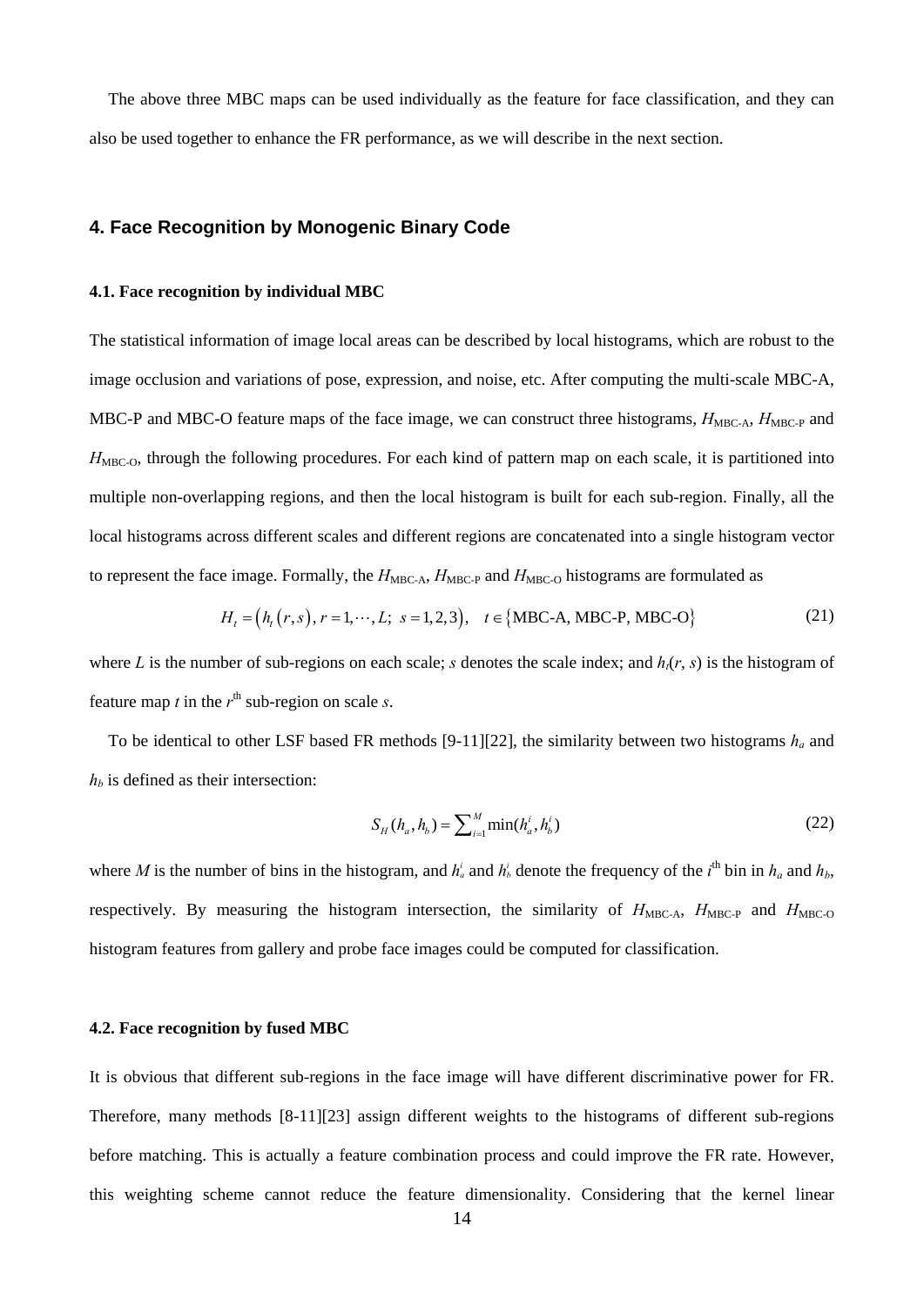The above three MBC maps can be used individually as the feature for face classification, and they can also be used together to enhance the FR performance, as we will describe in the next section.

## 4. Face Recognition by Monogenic Binary Code

### 4.1. Face recognition by individual MBC

The statistical information of image local areas can be described by local histograms, which are robust to the image occlusion and variations of pose, expression, and noise, etc. After computing the multi-scale MBC-A, MBC-P and MBC-O feature maps of the face image, we can construct three histograms, $H_{\text{MBC-A}}$, $H_{\text{MBC-P}}$ and $H_{\text{MBC-O}}$, through the following procedures. For each kind of pattern map on each scale, it is partitioned into multiple non-overlapping regions, and then the local histogram is built for each sub-region. Finally, all the local histograms across different scales and different regions are concatenated into a single histogram vector to represent the face image. Formally, the $H_{\text{MBC-A}}$, $H_{\text{MBC-P}}$ and $H_{\text{MBC-O}}$ histograms are formulated as

$$H_t = \left(h_t\left(r, s\right), r = 1, \cdots, L;\ s = 1, 2, 3\right), \quad t \in \left\{\text{MBC-A, MBC-P, MBC-O}\right\} \tag{21}$$

where $L$ is the number of sub-regions on each scale; $s$ denotes the scale index; and $h_t(r, s)$ is the histogram of feature map $t$ in the $r^{\text{th}}$ sub-region on scale $s$.

To be identical to other LSF based FR methods [9-11][22], the similarity between two histograms $h_a$ and $h_b$ is defined as their intersection:

$$S_H(h_a, h_b) = \sum\nolimits_{i=1}^{M} \min(h_a^i, h_b^i) \tag{22}$$

where $M$ is the number of bins in the histogram, and $h_a^i$ and $h_b^i$ denote the frequency of the $i^{\text{th}}$ bin in $h_a$ and $h_b$, respectively. By measuring the histogram intersection, the similarity of $H_{\text{MBC-A}}$, $H_{\text{MBC-P}}$ and $H_{\text{MBC-O}}$ histogram features from gallery and probe face images could be computed for classification.

### 4.2. Face recognition by fused MBC

It is obvious that different sub-regions in the face image will have different discriminative power for FR. Therefore, many methods [8-11][23] assign different weights to the histograms of different sub-regions before matching. This is actually a feature combination process and could improve the FR rate. However, this weighting scheme cannot reduce the feature dimensionality. Considering that the kernel linear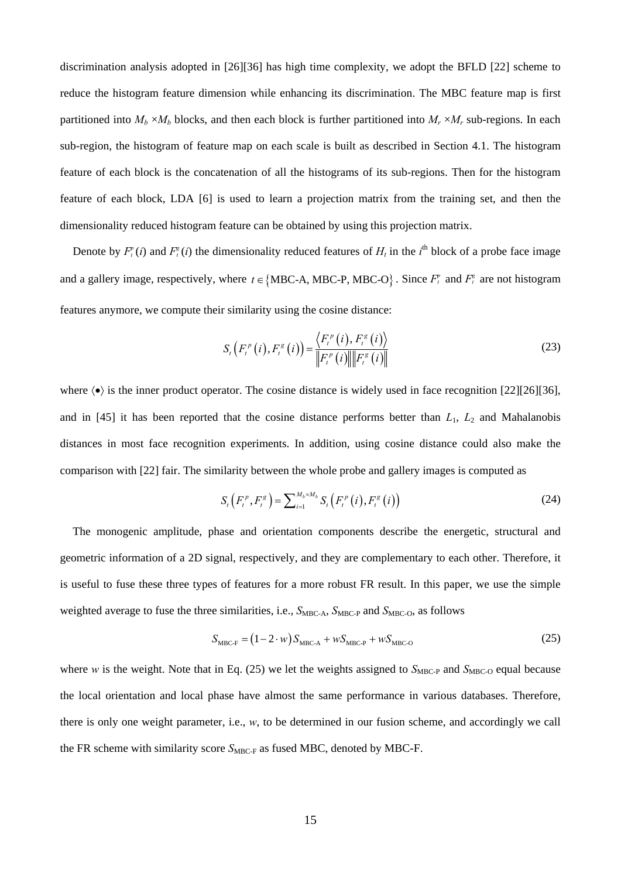discrimination analysis adopted in [26][36] has high time complexity, we adopt the BFLD [22] scheme to reduce the histogram feature dimension while enhancing its discrimination. The MBC feature map is first partitioned into $M_b \times M_b$ blocks, and then each block is further partitioned into $M_r \times M_r$ sub-regions. In each sub-region, the histogram of feature map on each scale is built as described in Section 4.1. The histogram feature of each block is the concatenation of all the histograms of its sub-regions. Then for the histogram feature of each block, LDA [6] is used to learn a projection matrix from the training set, and then the dimensionality reduced histogram feature can be obtained by using this projection matrix.

Denote by $F_t^p(i)$ and $F_t^g(i)$ the dimensionality reduced features of $H_t$ in the $i^{\text{th}}$ block of a probe face image and a gallery image, respectively, where $t \in \{\text{MBC-A, MBC-P, MBC-O}\}$. Since $F_t^p$ and $F_t^g$ are not histogram features anymore, we compute their similarity using the cosine distance:

$$S_t\left(F_t^p(i), F_t^g(i)\right) = \frac{\left\langle F_t^p(i), F_t^g(i)\right\rangle}{\left\|F_t^p(i)\right\|\left\|F_t^g(i)\right\|} \tag{23}$$

where $\langle \bullet \rangle$ is the inner product operator. The cosine distance is widely used in face recognition [22][26][36], and in [45] it has been reported that the cosine distance performs better than $L_1$, $L_2$ and Mahalanobis distances in most face recognition experiments. In addition, using cosine distance could also make the comparison with [22] fair. The similarity between the whole probe and gallery images is computed as

$$S_t\left(F_t^p, F_t^g\right) = \sum_{i=1}^{M_b \times M_b} S_t\left(F_t^p(i), F_t^g(i)\right) \tag{24}$$

The monogenic amplitude, phase and orientation components describe the energetic, structural and geometric information of a 2D signal, respectively, and they are complementary to each other. Therefore, it is useful to fuse these three types of features for a more robust FR result. In this paper, we use the simple weighted average to fuse the three similarities, i.e., $S_{\text{MBC-A}}$, $S_{\text{MBC-P}}$ and $S_{\text{MBC-O}}$, as follows

$$S_{\text{MBC-F}} = (1 - 2 \cdot w) S_{\text{MBC-A}} + w S_{\text{MBC-P}} + w S_{\text{MBC-O}} \tag{25}$$

where $w$ is the weight. Note that in Eq. (25) we let the weights assigned to $S_{\text{MBC-P}}$ and $S_{\text{MBC-O}}$ equal because the local orientation and local phase have almost the same performance in various databases. Therefore, there is only one weight parameter, i.e., $w$, to be determined in our fusion scheme, and accordingly we call the FR scheme with similarity score $S_{\text{MBC-F}}$ as fused MBC, denoted by MBC-F.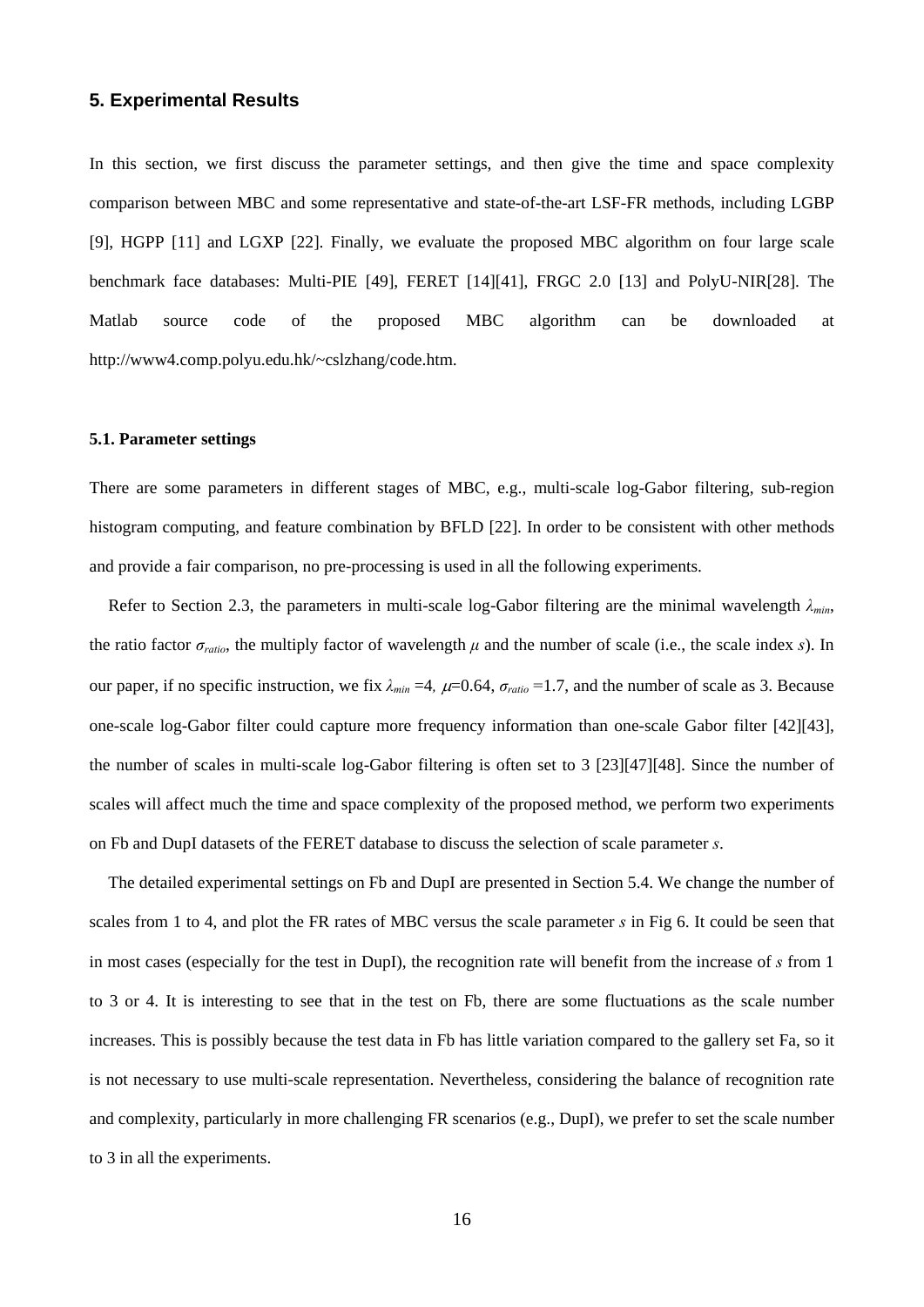## 5. Experimental Results

In this section, we first discuss the parameter settings, and then give the time and space complexity comparison between MBC and some representative and state-of-the-art LSF-FR methods, including LGBP [9], HGPP [11] and LGXP [22]. Finally, we evaluate the proposed MBC algorithm on four large scale benchmark face databases: Multi-PIE [49], FERET [14][41], FRGC 2.0 [13] and PolyU-NIR[28]. The Matlab source code of the proposed MBC algorithm can be downloaded at http://www4.comp.polyu.edu.hk/~cslzhang/code.htm.

### 5.1. Parameter settings

There are some parameters in different stages of MBC, e.g., multi-scale log-Gabor filtering, sub-region histogram computing, and feature combination by BFLD [22]. In order to be consistent with other methods and provide a fair comparison, no pre-processing is used in all the following experiments.

Refer to Section 2.3, the parameters in multi-scale log-Gabor filtering are the minimal wavelength $\lambda_{min}$, the ratio factor $\sigma_{ratio}$, the multiply factor of wavelength $\mu$ and the number of scale (i.e., the scale index $s$). In our paper, if no specific instruction, we fix $\lambda_{min}$ =4, $\mu$=0.64, $\sigma_{ratio}$ =1.7, and the number of scale as 3. Because one-scale log-Gabor filter could capture more frequency information than one-scale Gabor filter [42][43], the number of scales in multi-scale log-Gabor filtering is often set to 3 [23][47][48]. Since the number of scales will affect much the time and space complexity of the proposed method, we perform two experiments on Fb and DupI datasets of the FERET database to discuss the selection of scale parameter $s$.

The detailed experimental settings on Fb and DupI are presented in Section 5.4. We change the number of scales from 1 to 4, and plot the FR rates of MBC versus the scale parameter $s$ in Fig 6. It could be seen that in most cases (especially for the test in DupI), the recognition rate will benefit from the increase of $s$ from 1 to 3 or 4. It is interesting to see that in the test on Fb, there are some fluctuations as the scale number increases. This is possibly because the test data in Fb has little variation compared to the gallery set Fa, so it is not necessary to use multi-scale representation. Nevertheless, considering the balance of recognition rate and complexity, particularly in more challenging FR scenarios (e.g., DupI), we prefer to set the scale number to 3 in all the experiments.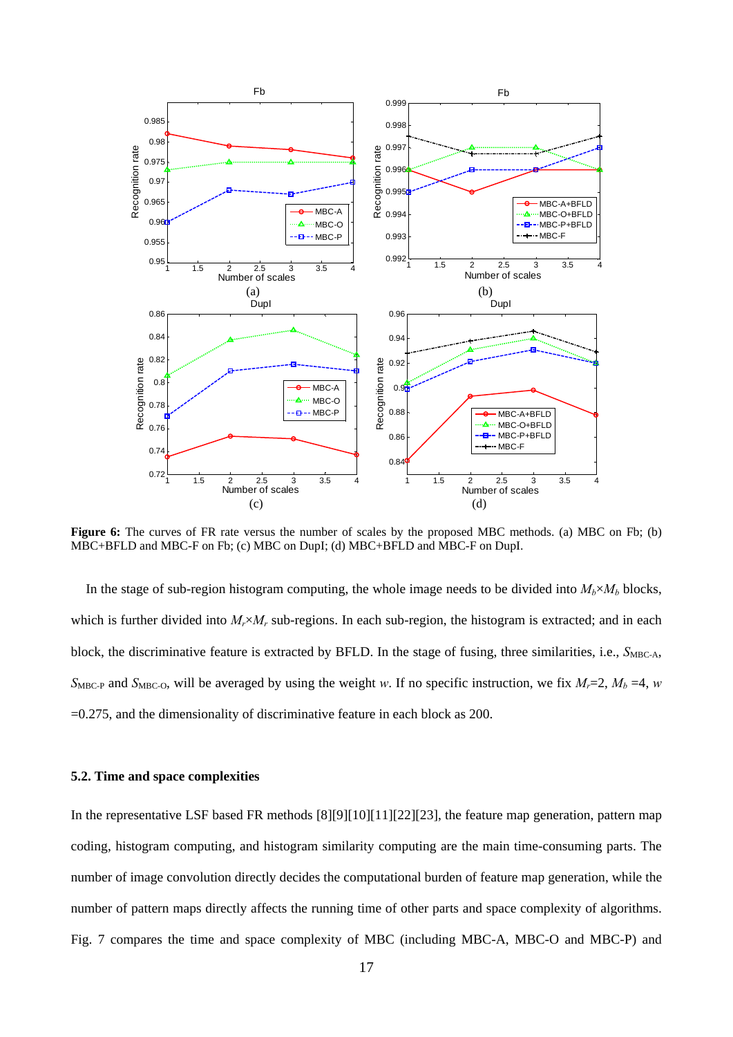**Figure 6:** The curves of FR rate versus the number of scales by the proposed MBC methods. (a) MBC on Fb; (b) MBC+BFLD and MBC-F on Fb; (c) MBC on DupI; (d) MBC+BFLD and MBC-F on DupI.

In the stage of sub-region histogram computing, the whole image needs to be divided into $M_b \times M_b$ blocks, which is further divided into $M_r \times M_r$ sub-regions. In each sub-region, the histogram is extracted; and in each block, the discriminative feature is extracted by BFLD. In the stage of fusing, three similarities, i.e., $S_{\text{MBC-A}}$, $S_{\text{MBC-P}}$ and $S_{\text{MBC-O}}$, will be averaged by using the weight $w$. If no specific instruction, we fix $M_r$=2, $M_b$ =4, $w$ =0.275, and the dimensionality of discriminative feature in each block as 200.

### 5.2. Time and space complexities

In the representative LSF based FR methods [8][9][10][11][22][23], the feature map generation, pattern map coding, histogram computing, and histogram similarity computing are the main time-consuming parts. The number of image convolution directly decides the computational burden of feature map generation, while the number of pattern maps directly affects the running time of other parts and space complexity of algorithms. Fig. 7 compares the time and space complexity of MBC (including MBC-A, MBC-O and MBC-P) and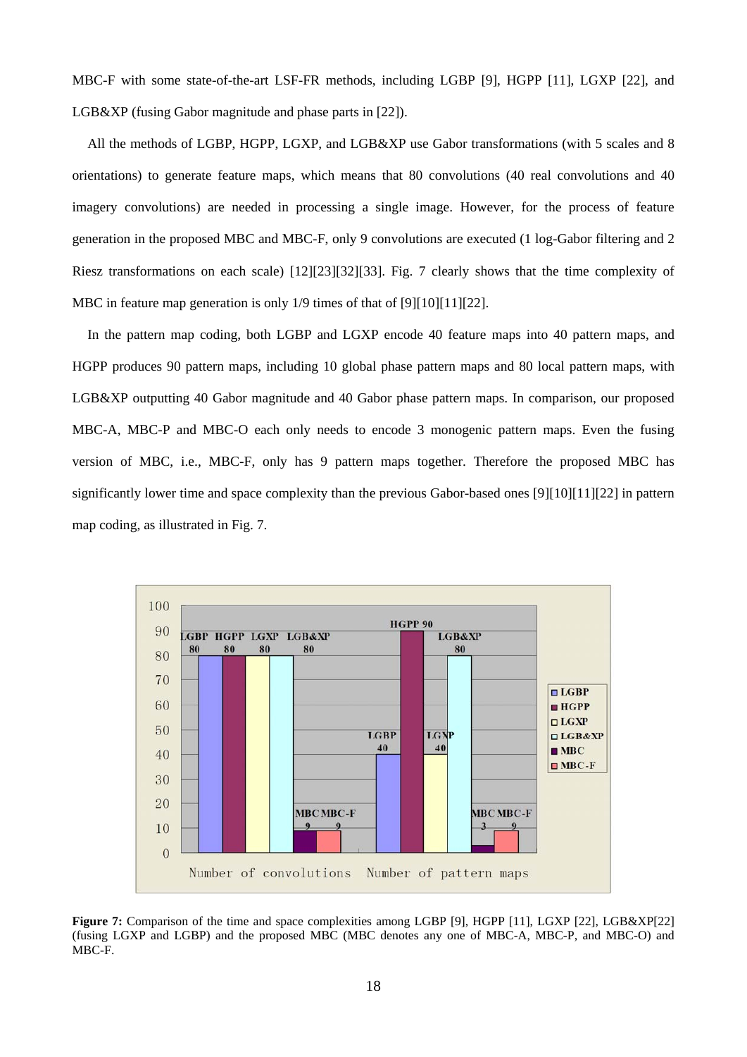MBC-F with some state-of-the-art LSF-FR methods, including LGBP [9], HGPP [11], LGXP [22], and LGB&XP (fusing Gabor magnitude and phase parts in [22]).

All the methods of LGBP, HGPP, LGXP, and LGB&XP use Gabor transformations (with 5 scales and 8 orientations) to generate feature maps, which means that 80 convolutions (40 real convolutions and 40 imagery convolutions) are needed in processing a single image. However, for the process of feature generation in the proposed MBC and MBC-F, only 9 convolutions are executed (1 log-Gabor filtering and 2 Riesz transformations on each scale) [12][23][32][33]. Fig. 7 clearly shows that the time complexity of MBC in feature map generation is only 1/9 times of that of [9][10][11][22].

In the pattern map coding, both LGBP and LGXP encode 40 feature maps into 40 pattern maps, and HGPP produces 90 pattern maps, including 10 global phase pattern maps and 80 local pattern maps, with LGB&XP outputting 40 Gabor magnitude and 40 Gabor phase pattern maps. In comparison, our proposed MBC-A, MBC-P and MBC-O each only needs to encode 3 monogenic pattern maps. Even the fusing version of MBC, i.e., MBC-F, only has 9 pattern maps together. Therefore the proposed MBC has significantly lower time and space complexity than the previous Gabor-based ones [9][10][11][22] in pattern map coding, as illustrated in Fig. 7.

| | LGBP | HGPP | LGXP | LGB&XP | MBC | MBC-F |
|---|---|---|---|---|---|---|
| Number of convolutions | 80 | 80 | 80 | 80 | 9 | 9 |
| Number of pattern maps | 40 | 90 | 40 | 80 | 3 | 9 |

**Figure 7:** Comparison of the time and space complexities among LGBP [9], HGPP [11], LGXP [22], LGB&XP[22] (fusing LGXP and LGBP) and the proposed MBC (MBC denotes any one of MBC-A, MBC-P, and MBC-O) and MBC-F.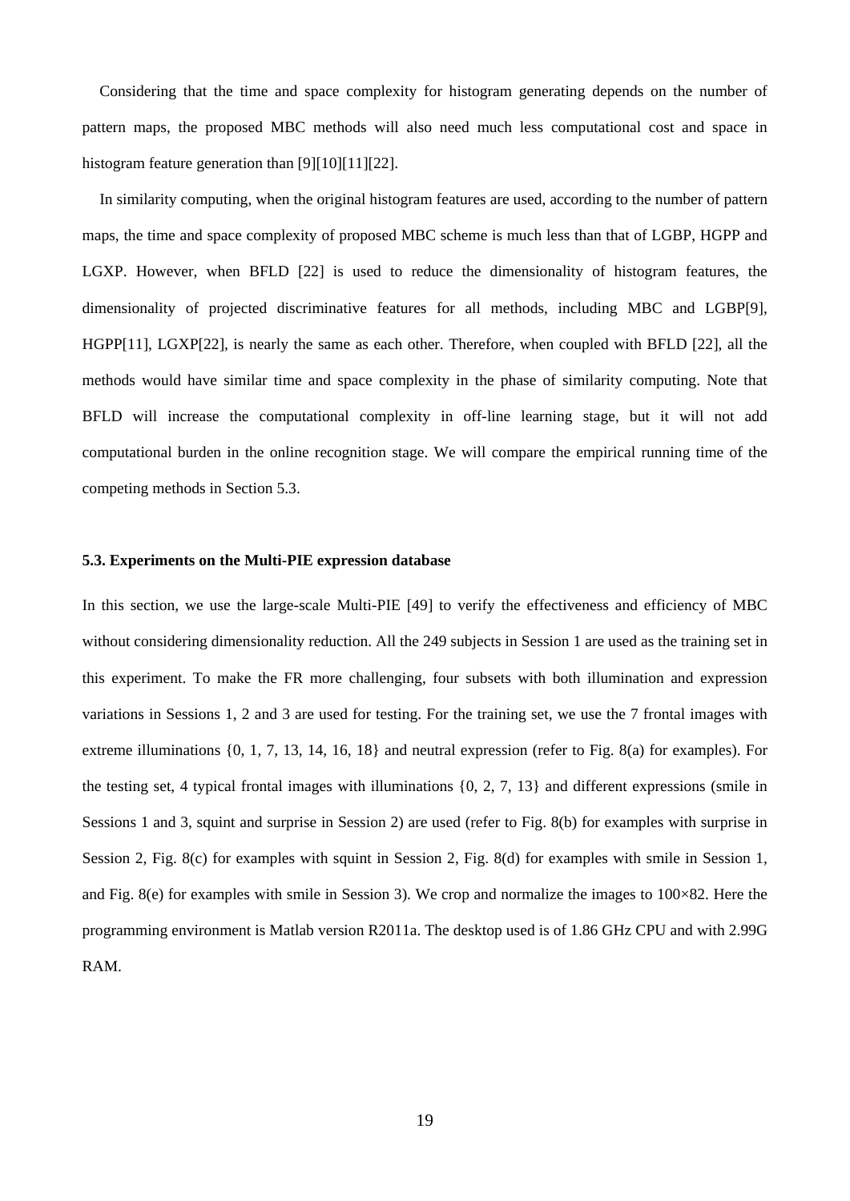Considering that the time and space complexity for histogram generating depends on the number of pattern maps, the proposed MBC methods will also need much less computational cost and space in histogram feature generation than [9][10][11][22].

In similarity computing, when the original histogram features are used, according to the number of pattern maps, the time and space complexity of proposed MBC scheme is much less than that of LGBP, HGPP and LGXP. However, when BFLD [22] is used to reduce the dimensionality of histogram features, the dimensionality of projected discriminative features for all methods, including MBC and LGBP[9], HGPP[11], LGXP[22], is nearly the same as each other. Therefore, when coupled with BFLD [22], all the methods would have similar time and space complexity in the phase of similarity computing. Note that BFLD will increase the computational complexity in off-line learning stage, but it will not add computational burden in the online recognition stage. We will compare the empirical running time of the competing methods in Section 5.3.

### 5.3. Experiments on the Multi-PIE expression database

In this section, we use the large-scale Multi-PIE [49] to verify the effectiveness and efficiency of MBC without considering dimensionality reduction. All the 249 subjects in Session 1 are used as the training set in this experiment. To make the FR more challenging, four subsets with both illumination and expression variations in Sessions 1, 2 and 3 are used for testing. For the training set, we use the 7 frontal images with extreme illuminations {0, 1, 7, 13, 14, 16, 18} and neutral expression (refer to Fig. 8(a) for examples). For the testing set, 4 typical frontal images with illuminations {0, 2, 7, 13} and different expressions (smile in Sessions 1 and 3, squint and surprise in Session 2) are used (refer to Fig. 8(b) for examples with surprise in Session 2, Fig. 8(c) for examples with squint in Session 2, Fig. 8(d) for examples with smile in Session 1, and Fig. 8(e) for examples with smile in Session 3). We crop and normalize the images to 100×82. Here the programming environment is Matlab version R2011a. The desktop used is of 1.86 GHz CPU and with 2.99G RAM.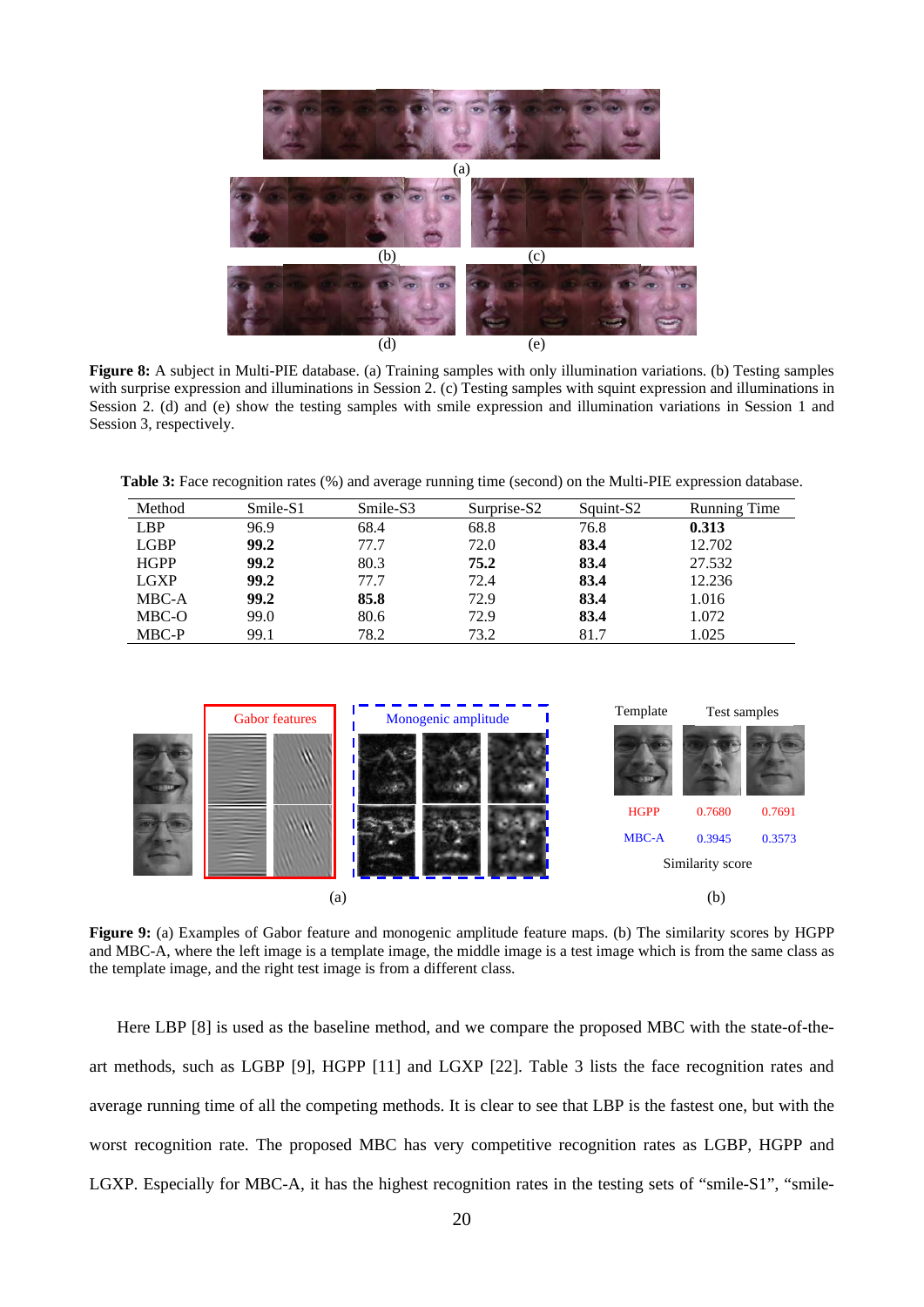**Figure 8:** A subject in Multi-PIE database. (a) Training samples with only illumination variations. (b) Testing samples with surprise expression and illuminations in Session 2. (c) Testing samples with squint expression and illuminations in Session 2. (d) and (e) show the testing samples with smile expression and illumination variations in Session 1 and Session 3, respectively.

**Table 3:** Face recognition rates (%) and average running time (second) on the Multi-PIE expression database.

| Method | Smile-S1 | Smile-S3 | Surprise-S2 | Squint-S2 | Running Time |
|---|---|---|---|---|---|
| LBP | 96.9 | 68.4 | 68.8 | 76.8 | **0.313** |
| LGBP | **99.2** | 77.7 | 72.0 | **83.4** | 12.702 |
| HGPP | **99.2** | 80.3 | **75.2** | **83.4** | 27.532 |
| LGXP | **99.2** | 77.7 | 72.4 | **83.4** | 12.236 |
| MBC-A | **99.2** | **85.8** | 72.9 | **83.4** | 1.016 |
| MBC-O | 99.0 | 80.6 | 72.9 | **83.4** | 1.072 |
| MBC-P | 99.1 | 78.2 | 73.2 | 81.7 | 1.025 |

**Figure 9:** (a) Examples of Gabor feature and monogenic amplitude feature maps. (b) The similarity scores by HGPP and MBC-A, where the left image is a template image, the middle image is a test image which is from the same class as the template image, and the right test image is from a different class.

Here LBP [8] is used as the baseline method, and we compare the proposed MBC with the state-of-the-art methods, such as LGBP [9], HGPP [11] and LGXP [22]. Table 3 lists the face recognition rates and average running time of all the competing methods. It is clear to see that LBP is the fastest one, but with the worst recognition rate. The proposed MBC has very competitive recognition rates as LGBP, HGPP and LGXP. Especially for MBC-A, it has the highest recognition rates in the testing sets of "smile-S1", "smile-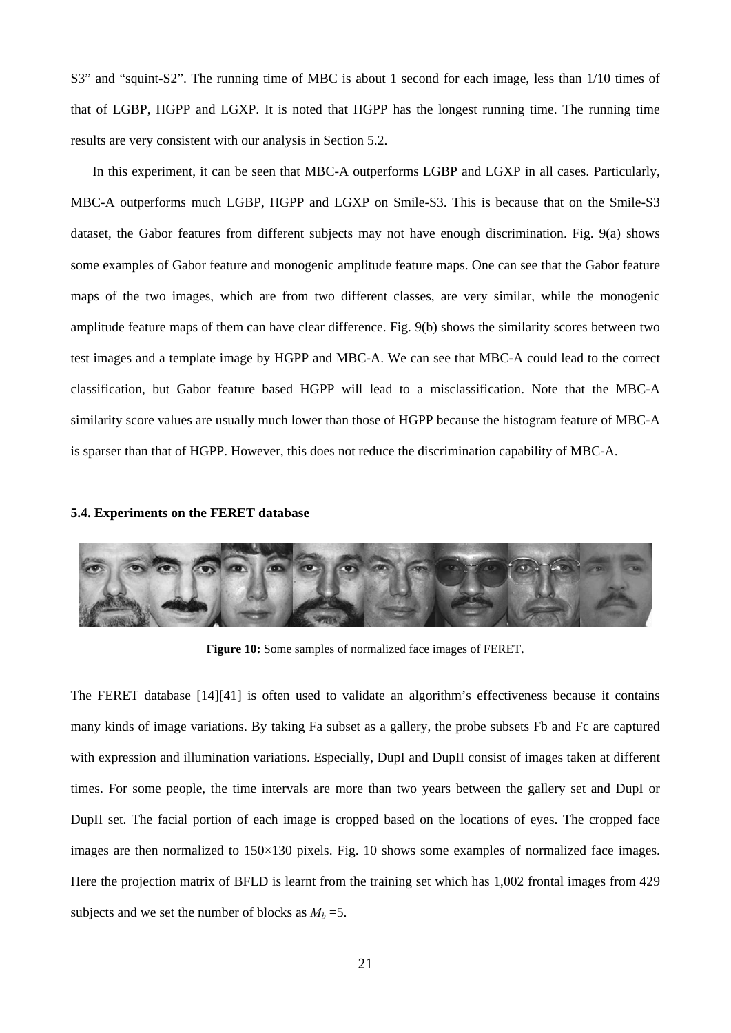S3” and “squint-S2”. The running time of MBC is about 1 second for each image, less than 1/10 times of that of LGBP, HGPP and LGXP. It is noted that HGPP has the longest running time. The running time results are very consistent with our analysis in Section 5.2.

In this experiment, it can be seen that MBC-A outperforms LGBP and LGXP in all cases. Particularly, MBC-A outperforms much LGBP, HGPP and LGXP on Smile-S3. This is because that on the Smile-S3 dataset, the Gabor features from different subjects may not have enough discrimination. Fig. 9(a) shows some examples of Gabor feature and monogenic amplitude feature maps. One can see that the Gabor feature maps of the two images, which are from two different classes, are very similar, while the monogenic amplitude feature maps of them can have clear difference. Fig. 9(b) shows the similarity scores between two test images and a template image by HGPP and MBC-A. We can see that MBC-A could lead to the correct classification, but Gabor feature based HGPP will lead to a misclassification. Note that the MBC-A similarity score values are usually much lower than those of HGPP because the histogram feature of MBC-A is sparser than that of HGPP. However, this does not reduce the discrimination capability of MBC-A.

### 5.4. Experiments on the FERET database

**Figure 10:** Some samples of normalized face images of FERET.

The FERET database [14][41] is often used to validate an algorithm’s effectiveness because it contains many kinds of image variations. By taking Fa subset as a gallery, the probe subsets Fb and Fc are captured with expression and illumination variations. Especially, DupI and DupII consist of images taken at different times. For some people, the time intervals are more than two years between the gallery set and DupI or DupII set. The facial portion of each image is cropped based on the locations of eyes. The cropped face images are then normalized to 150×130 pixels. Fig. 10 shows some examples of normalized face images. Here the projection matrix of BFLD is learnt from the training set which has 1,002 frontal images from 429 subjects and we set the number of blocks as $M_b$ =5.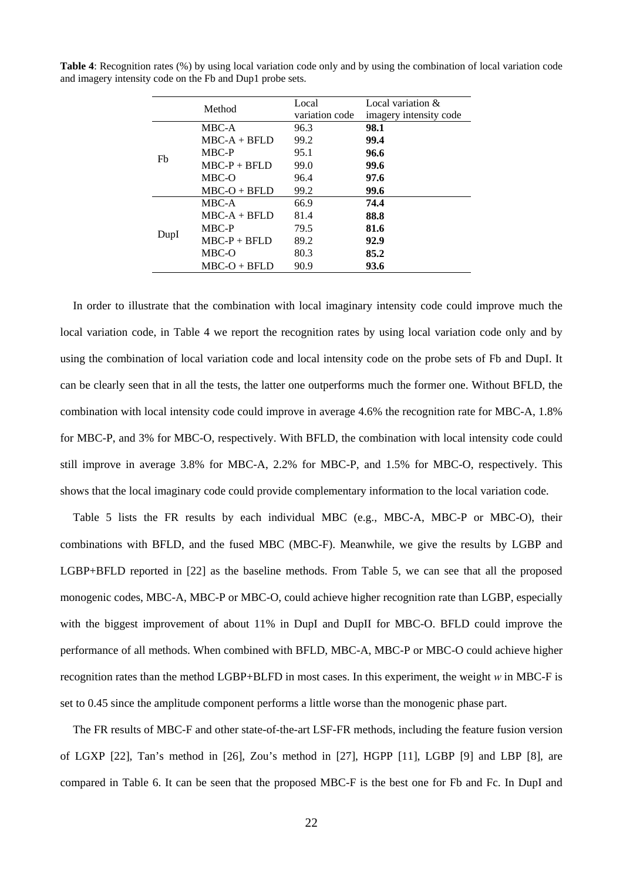**Table 4**: Recognition rates (%) by using local variation code only and by using the combination of local variation code and imagery intensity code on the Fb and Dup1 probe sets.

| | Method | Local variation code | Local variation & imagery intensity code |
|---|---|---|---|
| Fb | MBC-A | 96.3 | **98.1** |
| | MBC-A + BFLD | 99.2 | **99.4** |
| | MBC-P | 95.1 | **96.6** |
| | MBC-P + BFLD | 99.0 | **99.6** |
| | MBC-O | 96.4 | **97.6** |
| | MBC-O + BFLD | 99.2 | **99.6** |
| DupI | MBC-A | 66.9 | **74.4** |
| | MBC-A + BFLD | 81.4 | **88.8** |
| | MBC-P | 79.5 | **81.6** |
| | MBC-P + BFLD | 89.2 | **92.9** |
| | MBC-O | 80.3 | **85.2** |
| | MBC-O + BFLD | 90.9 | **93.6** |

In order to illustrate that the combination with local imaginary intensity code could improve much the local variation code, in Table 4 we report the recognition rates by using local variation code only and by using the combination of local variation code and local intensity code on the probe sets of Fb and DupI. It can be clearly seen that in all the tests, the latter one outperforms much the former one. Without BFLD, the combination with local intensity code could improve in average 4.6% the recognition rate for MBC-A, 1.8% for MBC-P, and 3% for MBC-O, respectively. With BFLD, the combination with local intensity code could still improve in average 3.8% for MBC-A, 2.2% for MBC-P, and 1.5% for MBC-O, respectively. This shows that the local imaginary code could provide complementary information to the local variation code.

Table 5 lists the FR results by each individual MBC (e.g., MBC-A, MBC-P or MBC-O), their combinations with BFLD, and the fused MBC (MBC-F). Meanwhile, we give the results by LGBP and LGBP+BFLD reported in [22] as the baseline methods. From Table 5, we can see that all the proposed monogenic codes, MBC-A, MBC-P or MBC-O, could achieve higher recognition rate than LGBP, especially with the biggest improvement of about 11% in DupI and DupII for MBC-O. BFLD could improve the performance of all methods. When combined with BFLD, MBC-A, MBC-P or MBC-O could achieve higher recognition rates than the method LGBP+BLFD in most cases. In this experiment, the weight $w$ in MBC-F is set to 0.45 since the amplitude component performs a little worse than the monogenic phase part.

The FR results of MBC-F and other state-of-the-art LSF-FR methods, including the feature fusion version of LGXP [22], Tan's method in [26], Zou's method in [27], HGPP [11], LGBP [9] and LBP [8], are compared in Table 6. It can be seen that the proposed MBC-F is the best one for Fb and Fc. In DupI and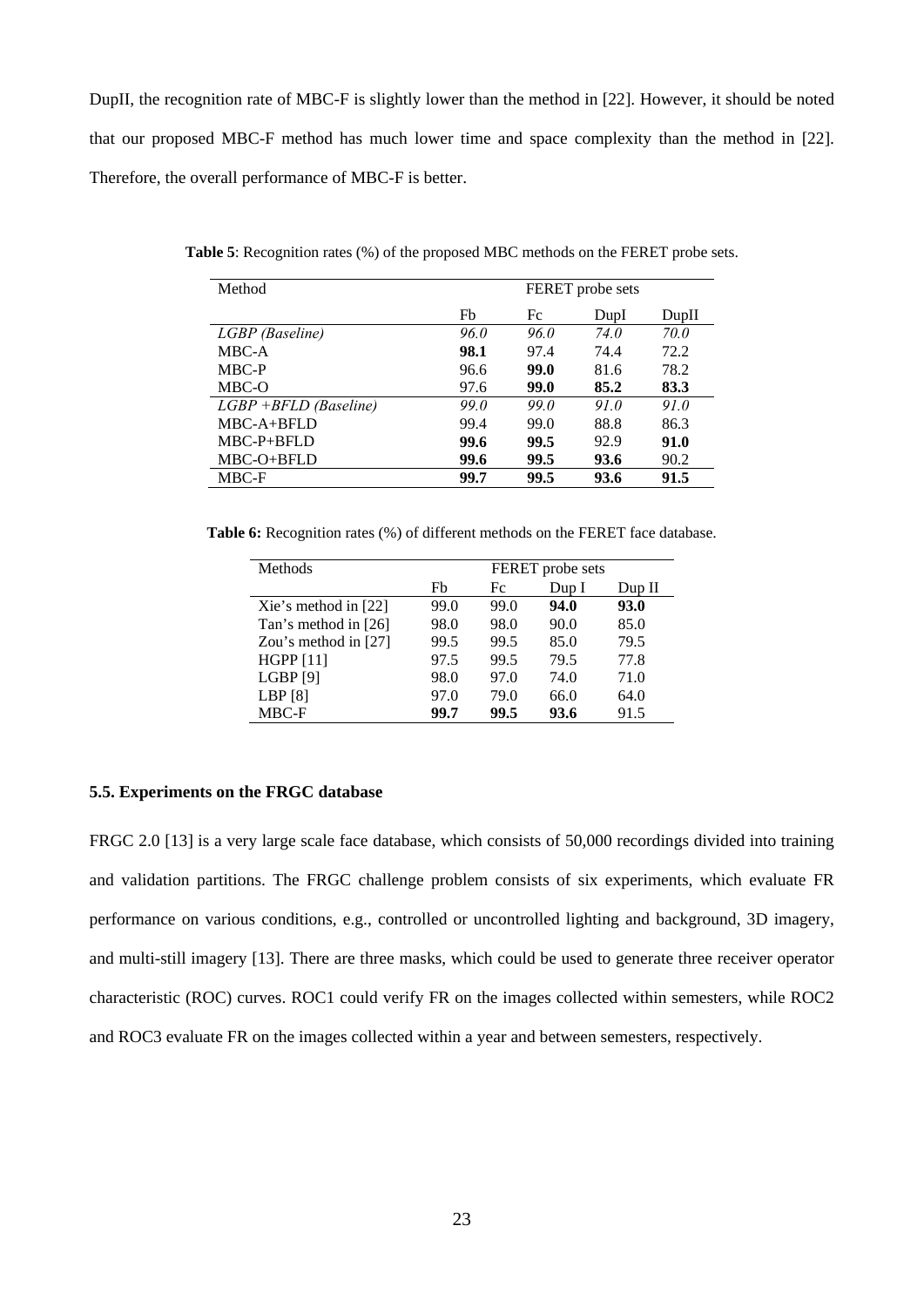DupII, the recognition rate of MBC-F is slightly lower than the method in [22]. However, it should be noted that our proposed MBC-F method has much lower time and space complexity than the method in [22]. Therefore, the overall performance of MBC-F is better.

**Table 5**: Recognition rates (%) of the proposed MBC methods on the FERET probe sets.

| Method | FERET probe sets | | | |
|---|---|---|---|---|
| | Fb | Fc | DupI | DupII |
| *LGBP (Baseline)* | *96.0* | *96.0* | *74.0* | *70.0* |
| MBC-A | **98.1** | 97.4 | 74.4 | 72.2 |
| MBC-P | 96.6 | **99.0** | 81.6 | 78.2 |
| MBC-O | 97.6 | **99.0** | **85.2** | **83.3** |
| *LGBP +BFLD (Baseline)* | *99.0* | *99.0* | *91.0* | *91.0* |
| MBC-A+BFLD | 99.4 | 99.0 | 88.8 | 86.3 |
| MBC-P+BFLD | **99.6** | **99.5** | 92.9 | **91.0** |
| MBC-O+BFLD | **99.6** | **99.5** | **93.6** | 90.2 |
| MBC-F | **99.7** | **99.5** | **93.6** | **91.5** |

**Table 6:** Recognition rates (%) of different methods on the FERET face database.

| Methods | FERET probe sets | | | |
|---|---|---|---|---|
| | Fb | Fc | Dup I | Dup II |
| Xie's method in [22] | 99.0 | 99.0 | **94.0** | **93.0** |
| Tan's method in [26] | 98.0 | 98.0 | 90.0 | 85.0 |
| Zou's method in [27] | 99.5 | 99.5 | 85.0 | 79.5 |
| HGPP [11] | 97.5 | 99.5 | 79.5 | 77.8 |
| LGBP [9] | 98.0 | 97.0 | 74.0 | 71.0 |
| LBP [8] | 97.0 | 79.0 | 66.0 | 64.0 |
| MBC-F | **99.7** | **99.5** | **93.6** | 91.5 |

### 5.5. Experiments on the FRGC database

FRGC 2.0 [13] is a very large scale face database, which consists of 50,000 recordings divided into training and validation partitions. The FRGC challenge problem consists of six experiments, which evaluate FR performance on various conditions, e.g., controlled or uncontrolled lighting and background, 3D imagery, and multi-still imagery [13]. There are three masks, which could be used to generate three receiver operator characteristic (ROC) curves. ROC1 could verify FR on the images collected within semesters, while ROC2 and ROC3 evaluate FR on the images collected within a year and between semesters, respectively.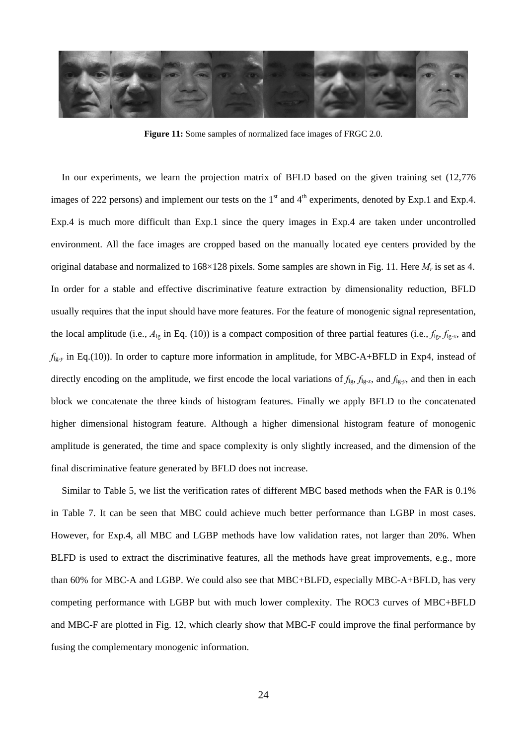**Figure 11:** Some samples of normalized face images of FRGC 2.0.

In our experiments, we learn the projection matrix of BFLD based on the given training set (12,776 images of 222 persons) and implement our tests on the 1st and 4th experiments, denoted by Exp.1 and Exp.4. Exp.4 is much more difficult than Exp.1 since the query images in Exp.4 are taken under uncontrolled environment. All the face images are cropped based on the manually located eye centers provided by the original database and normalized to 168×128 pixels. Some samples are shown in Fig. 11. Here $M_r$ is set as 4. In order for a stable and effective discriminative feature extraction by dimensionality reduction, BFLD usually requires that the input should have more features. For the feature of monogenic signal representation, the local amplitude (i.e., $A_{\lg}$ in Eq. (10)) is a compact composition of three partial features (i.e., $f_{\lg}$, $f_{\lg\text{-}x}$, and $f_{\lg\text{-}y}$ in Eq.(10)). In order to capture more information in amplitude, for MBC-A+BFLD in Exp4, instead of directly encoding on the amplitude, we first encode the local variations of $f_{\lg}$, $f_{\lg\text{-}x}$, and $f_{\lg\text{-}y}$, and then in each block we concatenate the three kinds of histogram features. Finally we apply BFLD to the concatenated higher dimensional histogram feature. Although a higher dimensional histogram feature of monogenic amplitude is generated, the time and space complexity is only slightly increased, and the dimension of the final discriminative feature generated by BFLD does not increase.

Similar to Table 5, we list the verification rates of different MBC based methods when the FAR is 0.1% in Table 7. It can be seen that MBC could achieve much better performance than LGBP in most cases. However, for Exp.4, all MBC and LGBP methods have low validation rates, not larger than 20%. When BLFD is used to extract the discriminative features, all the methods have great improvements, e.g., more than 60% for MBC-A and LGBP. We could also see that MBC+BLFD, especially MBC-A+BFLD, has very competing performance with LGBP but with much lower complexity. The ROC3 curves of MBC+BFLD and MBC-F are plotted in Fig. 12, which clearly show that MBC-F could improve the final performance by fusing the complementary monogenic information.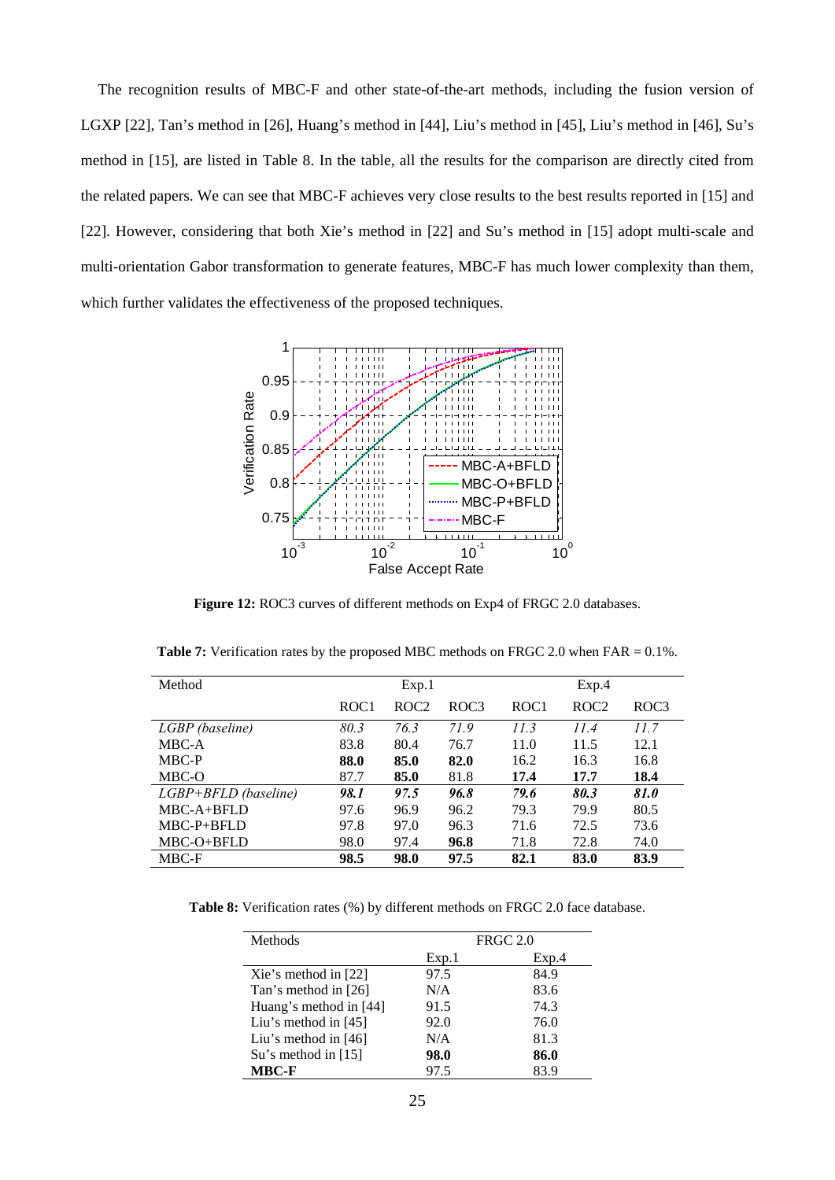The recognition results of MBC-F and other state-of-the-art methods, including the fusion version of LGXP [22], Tan's method in [26], Huang's method in [44], Liu's method in [45], Liu's method in [46], Su's method in [15], are listed in Table 8. In the table, all the results for the comparison are directly cited from the related papers. We can see that MBC-F achieves very close results to the best results reported in [15] and [22]. However, considering that both Xie's method in [22] and Su's method in [15] adopt multi-scale and multi-orientation Gabor transformation to generate features, MBC-F has much lower complexity than them, which further validates the effectiveness of the proposed techniques.

**Figure 12:** ROC3 curves of different methods on Exp4 of FRGC 2.0 databases.

**Table 7:** Verification rates by the proposed MBC methods on FRGC 2.0 when FAR = 0.1%.

| Method | Exp.1 | | | Exp.4 | | |
|---|---|---|---|---|---|---|
| | ROC1 | ROC2 | ROC3 | ROC1 | ROC2 | ROC3 |
| *LGBP (baseline)* | *80.3* | *76.3* | *71.9* | *11.3* | *11.4* | *11.7* |
| MBC-A | 83.8 | 80.4 | 76.7 | 11.0 | 11.5 | 12.1 |
| MBC-P | **88.0** | **85.0** | **82.0** | 16.2 | 16.3 | 16.8 |
| MBC-O | 87.7 | **85.0** | 81.8 | **17.4** | **17.7** | **18.4** |
| *LGBP+BFLD (baseline)* | ***98.1*** | ***97.5*** | ***96.8*** | ***79.6*** | ***80.3*** | ***81.0*** |
| MBC-A+BFLD | 97.6 | 96.9 | 96.2 | 79.3 | 79.9 | 80.5 |
| MBC-P+BFLD | 97.8 | 97.0 | 96.3 | 71.6 | 72.5 | 73.6 |
| MBC-O+BFLD | 98.0 | 97.4 | **96.8** | 71.8 | 72.8 | 74.0 |
| MBC-F | **98.5** | **98.0** | **97.5** | **82.1** | **83.0** | **83.9** |

**Table 8:** Verification rates (%) by different methods on FRGC 2.0 face database.

| Methods | FRGC 2.0 | |
|---|---|---|
| | Exp.1 | Exp.4 |
| Xie's method in [22] | 97.5 | 84.9 |
| Tan's method in [26] | N/A | 83.6 |
| Huang's method in [44] | 91.5 | 74.3 |
| Liu's method in [45] | 92.0 | 76.0 |
| Liu's method in [46] | N/A | 81.3 |
| Su's method in [15] | **98.0** | **86.0** |
| **MBC-F** | 97.5 | 83.9 |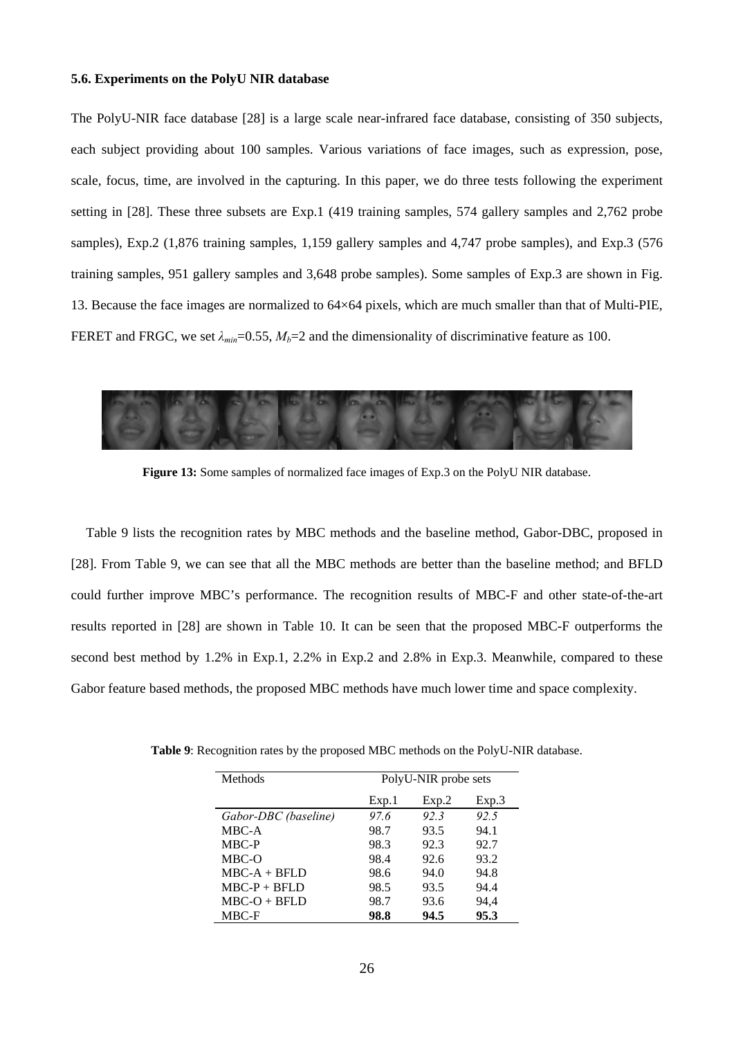### 5.6. Experiments on the PolyU NIR database

The PolyU-NIR face database [28] is a large scale near-infrared face database, consisting of 350 subjects, each subject providing about 100 samples. Various variations of face images, such as expression, pose, scale, focus, time, are involved in the capturing. In this paper, we do three tests following the experiment setting in [28]. These three subsets are Exp.1 (419 training samples, 574 gallery samples and 2,762 probe samples), Exp.2 (1,876 training samples, 1,159 gallery samples and 4,747 probe samples), and Exp.3 (576 training samples, 951 gallery samples and 3,648 probe samples). Some samples of Exp.3 are shown in Fig. 13. Because the face images are normalized to 64×64 pixels, which are much smaller than that of Multi-PIE, FERET and FRGC, we set $\lambda_{min}$=0.55, $M_b$=2 and the dimensionality of discriminative feature as 100.

**Figure 13:** Some samples of normalized face images of Exp.3 on the PolyU NIR database.

Table 9 lists the recognition rates by MBC methods and the baseline method, Gabor-DBC, proposed in [28]. From Table 9, we can see that all the MBC methods are better than the baseline method; and BFLD could further improve MBC's performance. The recognition results of MBC-F and other state-of-the-art results reported in [28] are shown in Table 10. It can be seen that the proposed MBC-F outperforms the second best method by 1.2% in Exp.1, 2.2% in Exp.2 and 2.8% in Exp.3. Meanwhile, compared to these Gabor feature based methods, the proposed MBC methods have much lower time and space complexity.

**Table 9**: Recognition rates by the proposed MBC methods on the PolyU-NIR database.

| Methods | PolyU-NIR probe sets | | |
|---|---|---|---|
| | Exp.1 | Exp.2 | Exp.3 |
| *Gabor-DBC (baseline)* | *97.6* | *92.3* | *92.5* |
| MBC-A | 98.7 | 93.5 | 94.1 |
| MBC-P | 98.3 | 92.3 | 92.7 |
| MBC-O | 98.4 | 92.6 | 93.2 |
| MBC-A + BFLD | 98.6 | 94.0 | 94.8 |
| MBC-P + BFLD | 98.5 | 93.5 | 94.4 |
| MBC-O + BFLD | 98.7 | 93.6 | 94,4 |
| MBC-F | **98.8** | **94.5** | **95.3** |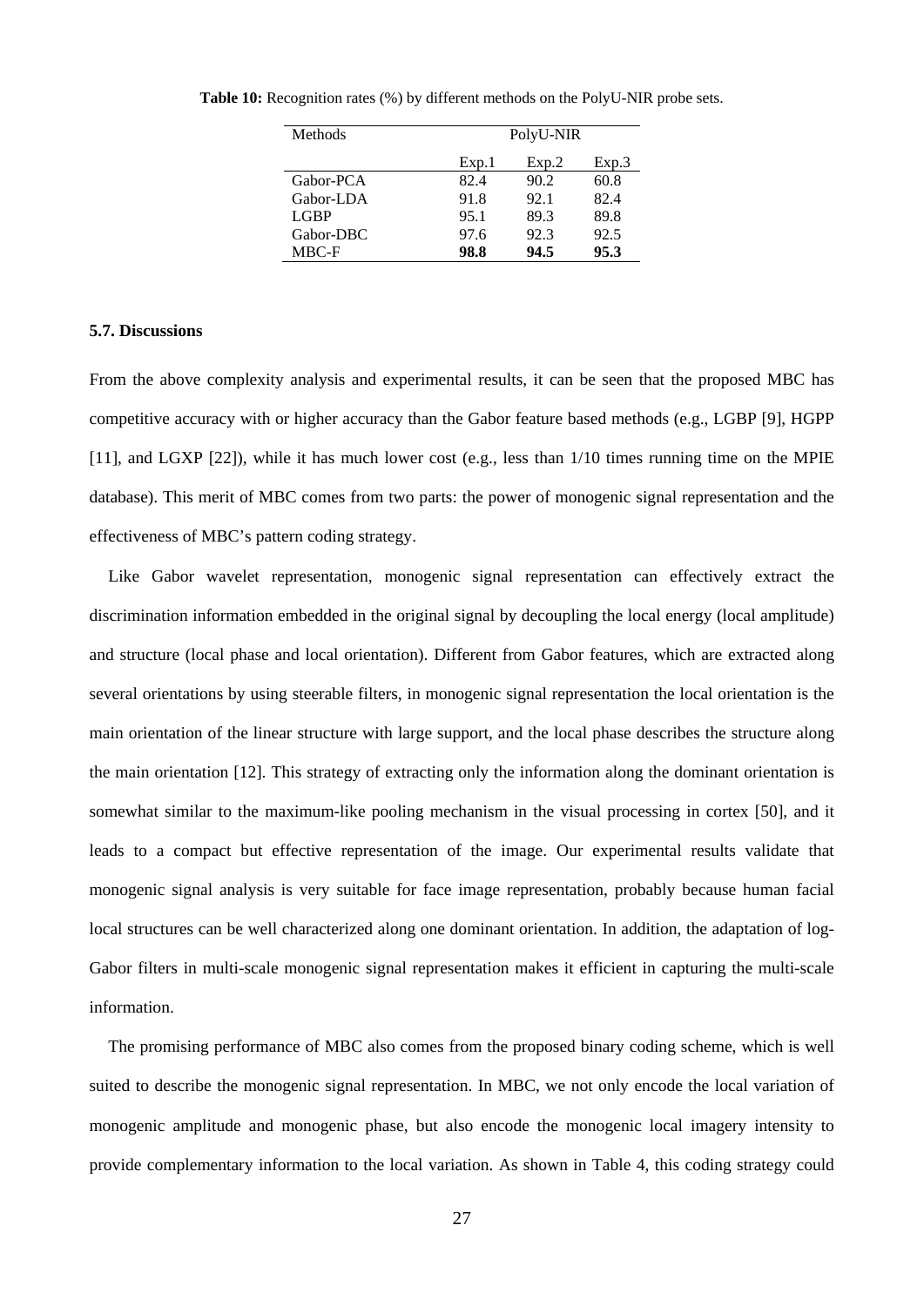**Table 10:** Recognition rates (%) by different methods on the PolyU-NIR probe sets.

| Methods | PolyU-NIR | | |
|---|---|---|---|
| | Exp.1 | Exp.2 | Exp.3 |
| Gabor-PCA | 82.4 | 90.2 | 60.8 |
| Gabor-LDA | 91.8 | 92.1 | 82.4 |
| LGBP | 95.1 | 89.3 | 89.8 |
| Gabor-DBC | 97.6 | 92.3 | 92.5 |
| MBC-F | **98.8** | **94.5** | **95.3** |

### 5.7. Discussions

From the above complexity analysis and experimental results, it can be seen that the proposed MBC has competitive accuracy with or higher accuracy than the Gabor feature based methods (e.g., LGBP [9], HGPP [11], and LGXP [22]), while it has much lower cost (e.g., less than 1/10 times running time on the MPIE database). This merit of MBC comes from two parts: the power of monogenic signal representation and the effectiveness of MBC's pattern coding strategy.

Like Gabor wavelet representation, monogenic signal representation can effectively extract the discrimination information embedded in the original signal by decoupling the local energy (local amplitude) and structure (local phase and local orientation). Different from Gabor features, which are extracted along several orientations by using steerable filters, in monogenic signal representation the local orientation is the main orientation of the linear structure with large support, and the local phase describes the structure along the main orientation [12]. This strategy of extracting only the information along the dominant orientation is somewhat similar to the maximum-like pooling mechanism in the visual processing in cortex [50], and it leads to a compact but effective representation of the image. Our experimental results validate that monogenic signal analysis is very suitable for face image representation, probably because human facial local structures can be well characterized along one dominant orientation. In addition, the adaptation of log-Gabor filters in multi-scale monogenic signal representation makes it efficient in capturing the multi-scale information.

The promising performance of MBC also comes from the proposed binary coding scheme, which is well suited to describe the monogenic signal representation. In MBC, we not only encode the local variation of monogenic amplitude and monogenic phase, but also encode the monogenic local imagery intensity to provide complementary information to the local variation. As shown in Table 4, this coding strategy could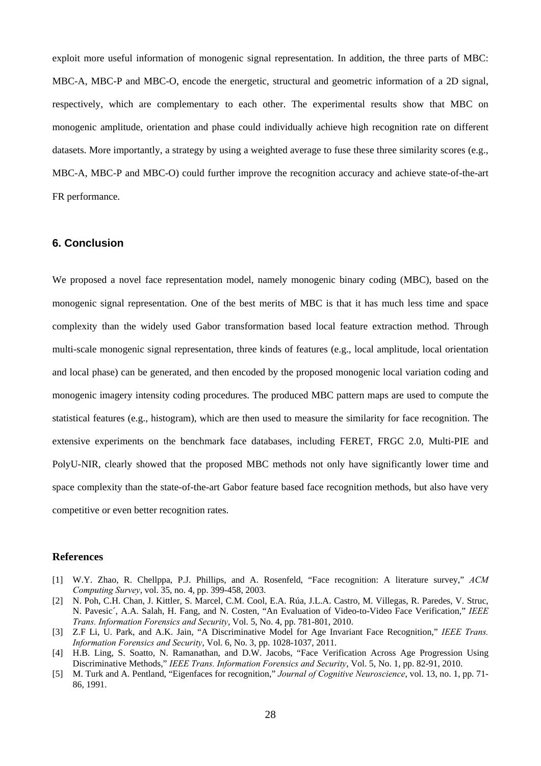exploit more useful information of monogenic signal representation. In addition, the three parts of MBC: MBC-A, MBC-P and MBC-O, encode the energetic, structural and geometric information of a 2D signal, respectively, which are complementary to each other. The experimental results show that MBC on monogenic amplitude, orientation and phase could individually achieve high recognition rate on different datasets. More importantly, a strategy by using a weighted average to fuse these three similarity scores (e.g., MBC-A, MBC-P and MBC-O) could further improve the recognition accuracy and achieve state-of-the-art FR performance.

## 6. Conclusion

We proposed a novel face representation model, namely monogenic binary coding (MBC), based on the monogenic signal representation. One of the best merits of MBC is that it has much less time and space complexity than the widely used Gabor transformation based local feature extraction method. Through multi-scale monogenic signal representation, three kinds of features (e.g., local amplitude, local orientation and local phase) can be generated, and then encoded by the proposed monogenic local variation coding and monogenic imagery intensity coding procedures. The produced MBC pattern maps are used to compute the statistical features (e.g., histogram), which are then used to measure the similarity for face recognition. The extensive experiments on the benchmark face databases, including FERET, FRGC 2.0, Multi-PIE and PolyU-NIR, clearly showed that the proposed MBC methods not only have significantly lower time and space complexity than the state-of-the-art Gabor feature based face recognition methods, but also have very competitive or even better recognition rates.

## References

[1] W.Y. Zhao, R. Chellppa, P.J. Phillips, and A. Rosenfeld, "Face recognition: A literature survey," *ACM Computing Survey*, vol. 35, no. 4, pp. 399-458, 2003.

[2] N. Poh, C.H. Chan, J. Kittler, S. Marcel, C.M. Cool, E.A. Rúa, J.L.A. Castro, M. Villegas, R. Paredes, V. Struc, N. Pavesic´, A.A. Salah, H. Fang, and N. Costen, "An Evaluation of Video-to-Video Face Verification," *IEEE Trans. Information Forensics and Security*, Vol. 5, No. 4, pp. 781-801, 2010.

[3] Z.F Li, U. Park, and A.K. Jain, "A Discriminative Model for Age Invariant Face Recognition," *IEEE Trans. Information Forensics and Security*, Vol. 6, No. 3, pp. 1028-1037, 2011.

[4] H.B. Ling, S. Soatto, N. Ramanathan, and D.W. Jacobs, "Face Verification Across Age Progression Using Discriminative Methods," *IEEE Trans. Information Forensics and Security*, Vol. 5, No. 1, pp. 82-91, 2010.

[5] M. Turk and A. Pentland, "Eigenfaces for recognition," *Journal of Cognitive Neuroscience*, vol. 13, no. 1, pp. 71-86, 1991.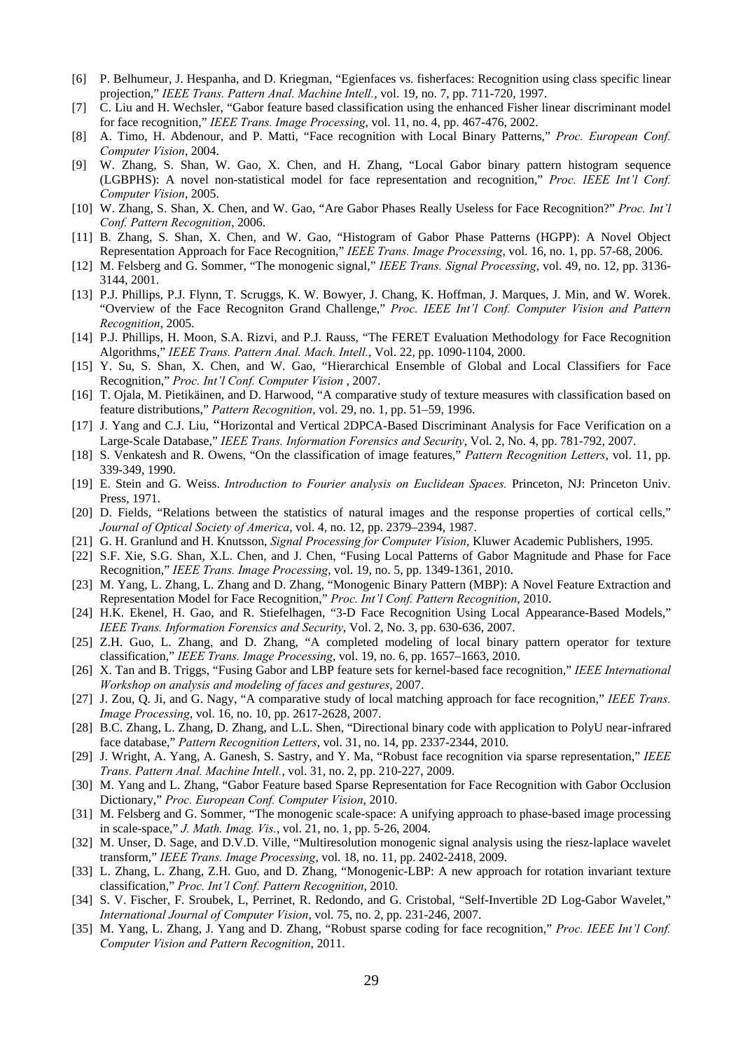[6] P. Belhumeur, J. Hespanha, and D. Kriegman, "Egienfaces vs. fisherfaces: Recognition using class specific linear projection," *IEEE Trans. Pattern Anal. Machine Intell.*, vol. 19, no. 7, pp. 711-720, 1997.

[7] C. Liu and H. Wechsler, "Gabor feature based classification using the enhanced Fisher linear discriminant model for face recognition," *IEEE Trans. Image Processing*, vol. 11, no. 4, pp. 467-476, 2002.

[8] A. Timo, H. Abdenour, and P. Matti, "Face recognition with Local Binary Patterns," *Proc. European Conf. Computer Vision*, 2004.

[9] W. Zhang, S. Shan, W. Gao, X. Chen, and H. Zhang, "Local Gabor binary pattern histogram sequence (LGBPHS): A novel non-statistical model for face representation and recognition," *Proc. IEEE Int'l Conf. Computer Vision*, 2005.

[10] W. Zhang, S. Shan, X. Chen, and W. Gao, "Are Gabor Phases Really Useless for Face Recognition?" *Proc. Int'l Conf. Pattern Recognition*, 2006.

[11] B. Zhang, S. Shan, X. Chen, and W. Gao, "Histogram of Gabor Phase Patterns (HGPP): A Novel Object Representation Approach for Face Recognition," *IEEE Trans. Image Processing*, vol. 16, no. 1, pp. 57-68, 2006.

[12] M. Felsberg and G. Sommer, "The monogenic signal," *IEEE Trans. Signal Processing*, vol. 49, no. 12, pp. 3136-3144, 2001.

[13] P.J. Phillips, P.J. Flynn, T. Scruggs, K. W. Bowyer, J. Chang, K. Hoffman, J. Marques, J. Min, and W. Worek. "Overview of the Face Recogniton Grand Challenge," *Proc. IEEE Int'l Conf. Computer Vision and Pattern Recognition*, 2005.

[14] P.J. Phillips, H. Moon, S.A. Rizvi, and P.J. Rauss, "The FERET Evaluation Methodology for Face Recognition Algorithms," *IEEE Trans. Pattern Anal. Mach. Intell.*, Vol. 22, pp. 1090-1104, 2000.

[15] Y. Su, S. Shan, X. Chen, and W. Gao, "Hierarchical Ensemble of Global and Local Classifiers for Face Recognition," *Proc. Int'l Conf. Computer Vision* , 2007.

[16] T. Ojala, M. Pietikäinen, and D. Harwood, "A comparative study of texture measures with classification based on feature distributions," *Pattern Recognition*, vol. 29, no. 1, pp. 51–59, 1996.

[17] J. Yang and C.J. Liu, "Horizontal and Vertical 2DPCA-Based Discriminant Analysis for Face Verification on a Large-Scale Database," *IEEE Trans. Information Forensics and Security*, Vol. 2, No. 4, pp. 781-792, 2007.

[18] S. Venkatesh and R. Owens, "On the classification of image features," *Pattern Recognition Letters*, vol. 11, pp. 339-349, 1990.

[19] E. Stein and G. Weiss. *Introduction to Fourier analysis on Euclidean Spaces.* Princeton, NJ: Princeton Univ. Press, 1971.

[20] D. Fields, "Relations between the statistics of natural images and the response properties of cortical cells," *Journal of Optical Society of America*, vol. 4, no. 12, pp. 2379–2394, 1987.

[21] G. H. Granlund and H. Knutsson, *Signal Processing for Computer Vision*, Kluwer Academic Publishers, 1995.

[22] S.F. Xie, S.G. Shan, X.L. Chen, and J. Chen, "Fusing Local Patterns of Gabor Magnitude and Phase for Face Recognition," *IEEE Trans. Image Processing*, vol. 19, no. 5, pp. 1349-1361, 2010.

[23] M. Yang, L. Zhang, L. Zhang and D. Zhang, "Monogenic Binary Pattern (MBP): A Novel Feature Extraction and Representation Model for Face Recognition," *Proc. Int'l Conf. Pattern Recognition*, 2010.

[24] H.K. Ekenel, H. Gao, and R. Stiefelhagen, "3-D Face Recognition Using Local Appearance-Based Models," *IEEE Trans. Information Forensics and Security*, Vol. 2, No. 3, pp. 630-636, 2007.

[25] Z.H. Guo, L. Zhang, and D. Zhang, "A completed modeling of local binary pattern operator for texture classification," *IEEE Trans. Image Processing*, vol. 19, no. 6, pp. 1657–1663, 2010.

[26] X. Tan and B. Triggs, "Fusing Gabor and LBP feature sets for kernel-based face recognition," *IEEE International Workshop on analysis and modeling of faces and gestures*, 2007.

[27] J. Zou, Q. Ji, and G. Nagy, "A comparative study of local matching approach for face recognition," *IEEE Trans. Image Processing*, vol. 16, no. 10, pp. 2617-2628, 2007.

[28] B.C. Zhang, L. Zhang, D. Zhang, and L.L. Shen, "Directional binary code with application to PolyU near-infrared face database," *Pattern Recognition Letters*, vol. 31, no. 14, pp. 2337-2344, 2010.

[29] J. Wright, A. Yang, A. Ganesh, S. Sastry, and Y. Ma, "Robust face recognition via sparse representation," *IEEE Trans. Pattern Anal. Machine Intell.*, vol. 31, no. 2, pp. 210-227, 2009.

[30] M. Yang and L. Zhang, "Gabor Feature based Sparse Representation for Face Recognition with Gabor Occlusion Dictionary," *Proc. European Conf. Computer Vision*, 2010.

[31] M. Felsberg and G. Sommer, "The monogenic scale-space: A unifying approach to phase-based image processing in scale-space," *J. Math. Imag. Vis.*, vol. 21, no. 1, pp. 5-26, 2004.

[32] M. Unser, D. Sage, and D.V.D. Ville, "Multiresolution monogenic signal analysis using the riesz-laplace wavelet transform," *IEEE Trans. Image Processing*, vol. 18, no. 11, pp. 2402-2418, 2009.

[33] L. Zhang, L. Zhang, Z.H. Guo, and D. Zhang, "Monogenic-LBP: A new approach for rotation invariant texture classification," *Proc. Int'l Conf. Pattern Recognition*, 2010.

[34] S. V. Fischer, F. Sroubek, L, Perrinet, R. Redondo, and G. Cristobal, "Self-Invertible 2D Log-Gabor Wavelet," *International Journal of Computer Vision*, vol. 75, no. 2, pp. 231-246, 2007.

[35] M. Yang, L. Zhang, J. Yang and D. Zhang, "Robust sparse coding for face recognition," *Proc. IEEE Int'l Conf. Computer Vision and Pattern Recognition*, 2011.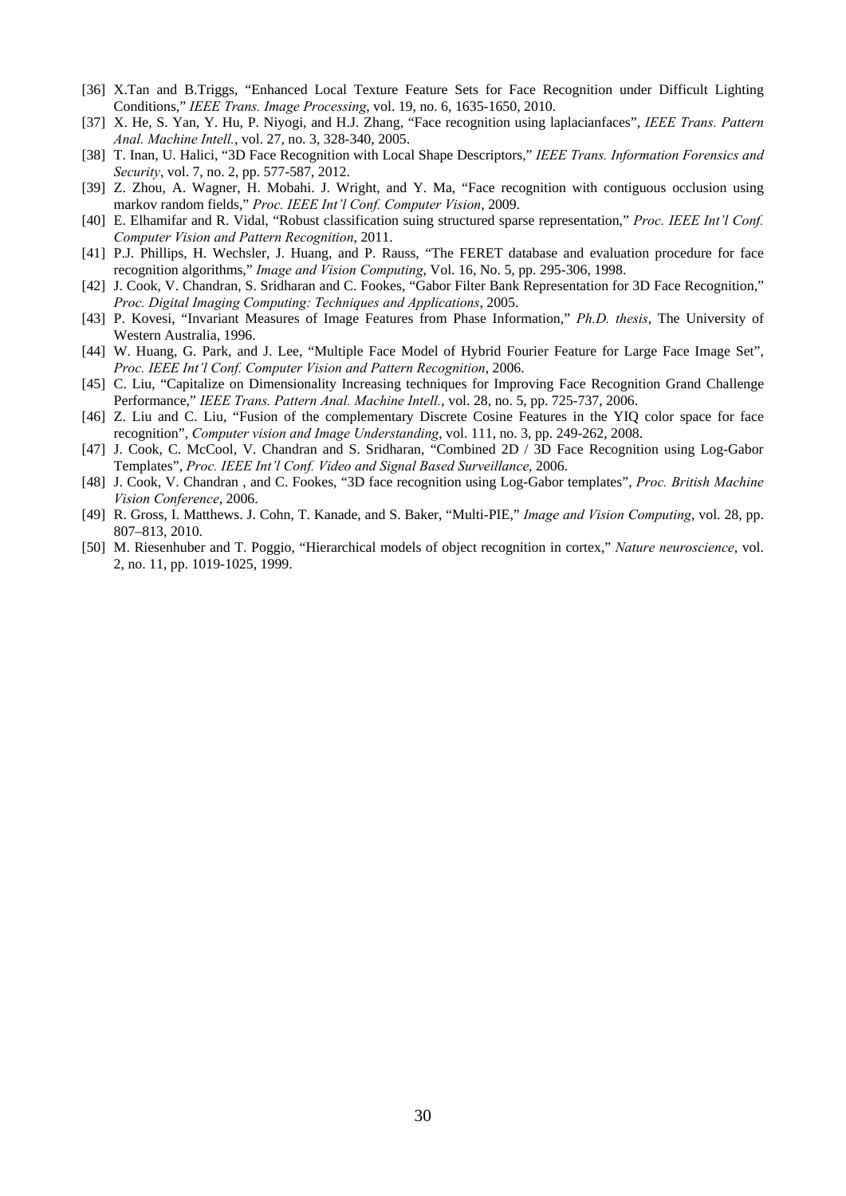[36] X.Tan and B.Triggs, "Enhanced Local Texture Feature Sets for Face Recognition under Difficult Lighting Conditions," *IEEE Trans. Image Processing*, vol. 19, no. 6, 1635-1650, 2010.

[37] X. He, S. Yan, Y. Hu, P. Niyogi, and H.J. Zhang, "Face recognition using laplacianfaces", *IEEE Trans. Pattern Anal. Machine Intell.*, vol. 27, no. 3, 328-340, 2005.

[38] T. Inan, U. Halici, "3D Face Recognition with Local Shape Descriptors," *IEEE Trans. Information Forensics and Security*, vol. 7, no. 2, pp. 577-587, 2012.

[39] Z. Zhou, A. Wagner, H. Mobahi. J. Wright, and Y. Ma, "Face recognition with contiguous occlusion using markov random fields," *Proc. IEEE Int'l Conf. Computer Vision*, 2009.

[40] E. Elhamifar and R. Vidal, "Robust classification suing structured sparse representation," *Proc. IEEE Int'l Conf. Computer Vision and Pattern Recognition*, 2011.

[41] P.J. Phillips, H. Wechsler, J. Huang, and P. Rauss, "The FERET database and evaluation procedure for face recognition algorithms," *Image and Vision Computing*, Vol. 16, No. 5, pp. 295-306, 1998.

[42] J. Cook, V. Chandran, S. Sridharan and C. Fookes, "Gabor Filter Bank Representation for 3D Face Recognition," *Proc. Digital Imaging Computing: Techniques and Applications*, 2005.

[43] P. Kovesi, "Invariant Measures of Image Features from Phase Information," *Ph.D. thesis*, The University of Western Australia, 1996.

[44] W. Huang, G. Park, and J. Lee, "Multiple Face Model of Hybrid Fourier Feature for Large Face Image Set", *Proc. IEEE Int'l Conf. Computer Vision and Pattern Recognition*, 2006.

[45] C. Liu, "Capitalize on Dimensionality Increasing techniques for Improving Face Recognition Grand Challenge Performance," *IEEE Trans. Pattern Anal. Machine Intell.*, vol. 28, no. 5, pp. 725-737, 2006.

[46] Z. Liu and C. Liu, "Fusion of the complementary Discrete Cosine Features in the YIQ color space for face recognition", *Computer vision and Image Understanding*, vol. 111, no. 3, pp. 249-262, 2008.

[47] J. Cook, C. McCool, V. Chandran and S. Sridharan, "Combined 2D / 3D Face Recognition using Log-Gabor Templates", *Proc. IEEE Int'l Conf. Video and Signal Based Surveillance*, 2006.

[48] J. Cook, V. Chandran , and C. Fookes, "3D face recognition using Log-Gabor templates", *Proc. British Machine Vision Conference*, 2006.

[49] R. Gross, I. Matthews. J. Cohn, T. Kanade, and S. Baker, "Multi-PIE," *Image and Vision Computing*, vol. 28, pp. 807–813, 2010.

[50] M. Riesenhuber and T. Poggio, "Hierarchical models of object recognition in cortex," *Nature neuroscience*, vol. 2, no. 11, pp. 1019-1025, 1999.